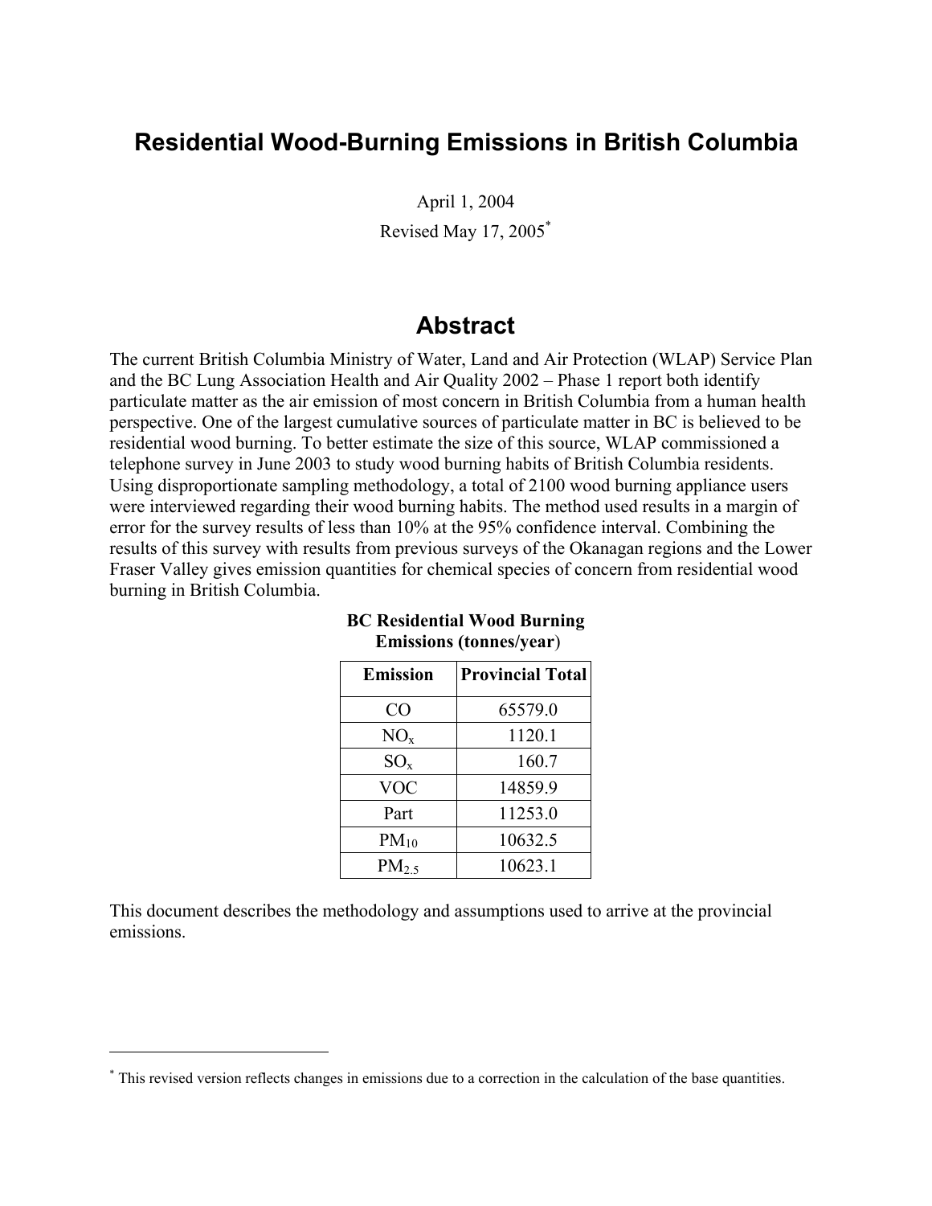# Residential Wood-Burning Emissions in British Columbia

April 1, 2004

Revised May 17, 2005[*]

## Abstract

The current British Columbia Ministry of Water, Land and Air Protection (WLAP) Service Plan and the BC Lung Association Health and Air Quality 2002 – Phase 1 report both identify particulate matter as the air emission of most concern in British Columbia from a human health perspective. One of the largest cumulative sources of particulate matter in BC is believed to be residential wood burning. To better estimate the size of this source, WLAP commissioned a telephone survey in June 2003 to study wood burning habits of British Columbia residents. Using disproportionate sampling methodology, a total of 2100 wood burning appliance users were interviewed regarding their wood burning habits. The method used results in a margin of error for the survey results of less than 10% at the 95% confidence interval. Combining the results of this survey with results from previous surveys of the Okanagan regions and the Lower Fraser Valley gives emission quantities for chemical species of concern from residential wood burning in British Columbia.

**BC Residential Wood Burning Emissions (tonnes/year)**

| Emission | Provincial Total |
|---|---|
| CO | 65579.0 |
| $NO_x$ | 1120.1 |
| $SO_x$ | 160.7 |
| VOC | 14859.9 |
| Part | 11253.0 |
| $PM_{10}$ | 10632.5 |
| $PM_{2.5}$ | 10623.1 |

This document describes the methodology and assumptions used to arrive at the provincial emissions.

[*] This revised version reflects changes in emissions due to a correction in the calculation of the base quantities.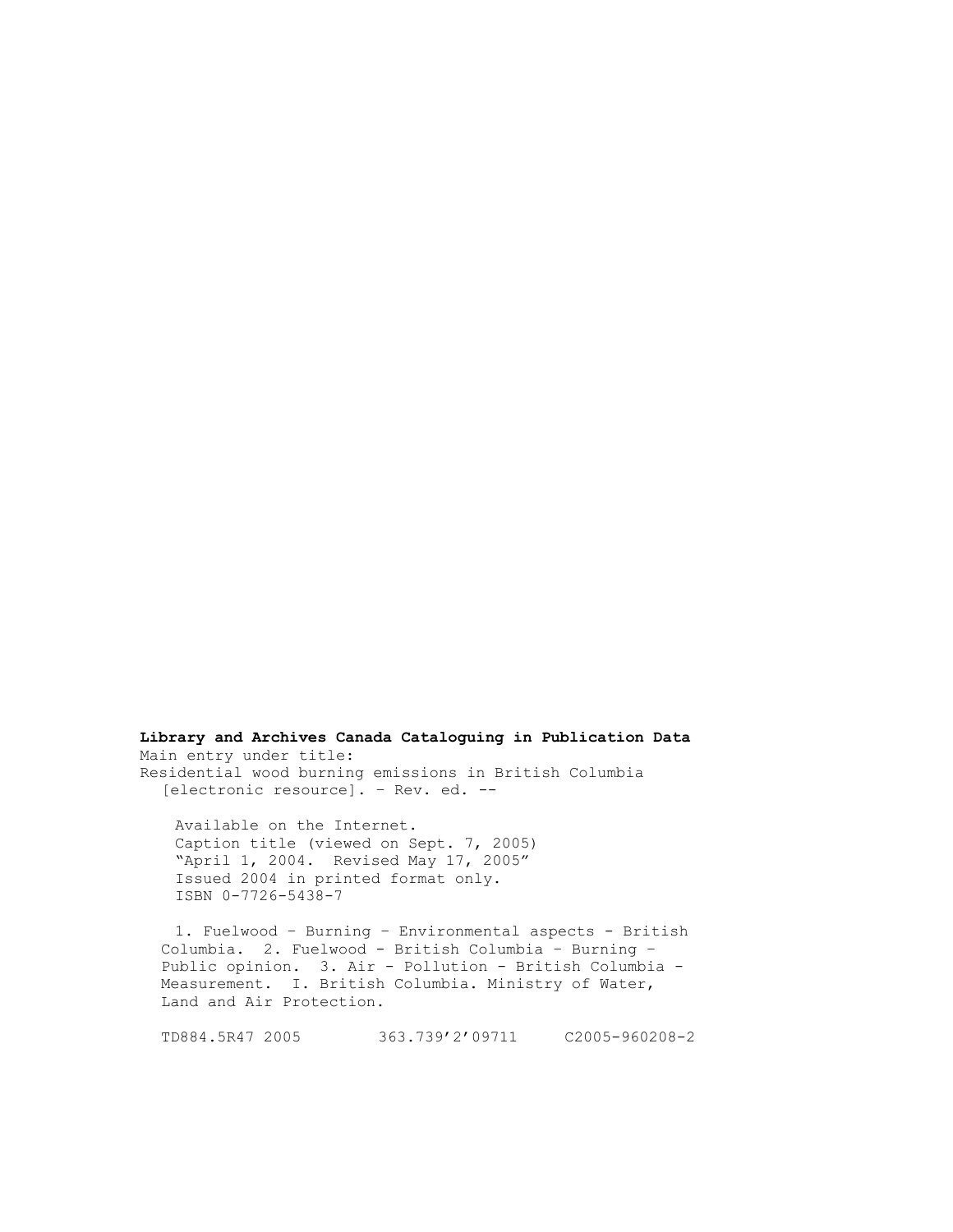**Library and Archives Canada Cataloguing in Publication Data**

Main entry under title:

Residential wood burning emissions in British Columbia [electronic resource]. – Rev. ed. --

Available on the Internet.
Caption title (viewed on Sept. 7, 2005)
"April 1, 2004. Revised May 17, 2005"
Issued 2004 in printed format only.
ISBN 0-7726-5438-7

1. Fuelwood – Burning – Environmental aspects - British Columbia. 2. Fuelwood - British Columbia – Burning – Public opinion. 3. Air - Pollution - British Columbia - Measurement. I. British Columbia. Ministry of Water, Land and Air Protection.

TD884.5R47 2005 363.739'2'09711 C2005-960208-2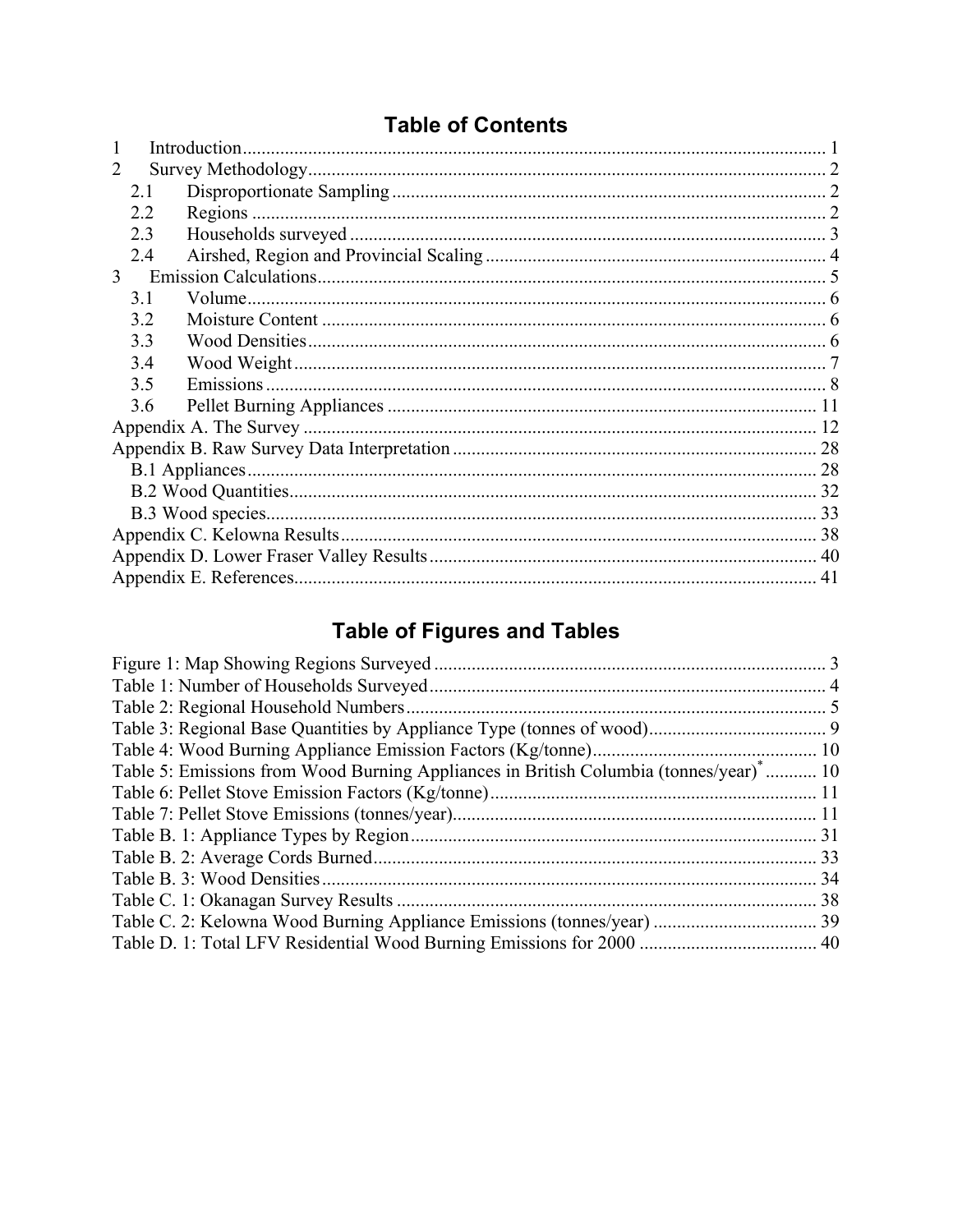# Table of Contents

| | | |
|---|---|---|
| 1 | Introduction | 1 |
| 2 | Survey Methodology | 2 |
| 2.1 | Disproportionate Sampling | 2 |
| 2.2 | Regions | 2 |
| 2.3 | Households surveyed | 3 |
| 2.4 | Airshed, Region and Provincial Scaling | 4 |
| 3 | Emission Calculations | 5 |
| 3.1 | Volume | 6 |
| 3.2 | Moisture Content | 6 |
| 3.3 | Wood Densities | 6 |
| 3.4 | Wood Weight | 7 |
| 3.5 | Emissions | 8 |
| 3.6 | Pellet Burning Appliances | 11 |
| | Appendix A. The Survey | 12 |
| | Appendix B. Raw Survey Data Interpretation | 28 |
| | B.1 Appliances | 28 |
| | B.2 Wood Quantities | 32 |
| | B.3 Wood species | 33 |
| | Appendix C. Kelowna Results | 38 |
| | Appendix D. Lower Fraser Valley Results | 40 |
| | Appendix E. References | 41 |

# Table of Figures and Tables

| | |
|---|---|
| Figure 1: Map Showing Regions Surveyed | 3 |
| Table 1: Number of Households Surveyed | 4 |
| Table 2: Regional Household Numbers | 5 |
| Table 3: Regional Base Quantities by Appliance Type (tonnes of wood) | 9 |
| Table 4: Wood Burning Appliance Emission Factors (Kg/tonne) | 10 |
| Table 5: Emissions from Wood Burning Appliances in British Columbia (tonnes/year)* | 10 |
| Table 6: Pellet Stove Emission Factors (Kg/tonne) | 11 |
| Table 7: Pellet Stove Emissions (tonnes/year) | 11 |
| Table B. 1: Appliance Types by Region | 31 |
| Table B. 2: Average Cords Burned | 33 |
| Table B. 3: Wood Densities | 34 |
| Table C. 1: Okanagan Survey Results | 38 |
| Table C. 2: Kelowna Wood Burning Appliance Emissions (tonnes/year) | 39 |
| Table D. 1: Total LFV Residential Wood Burning Emissions for 2000 | 40 |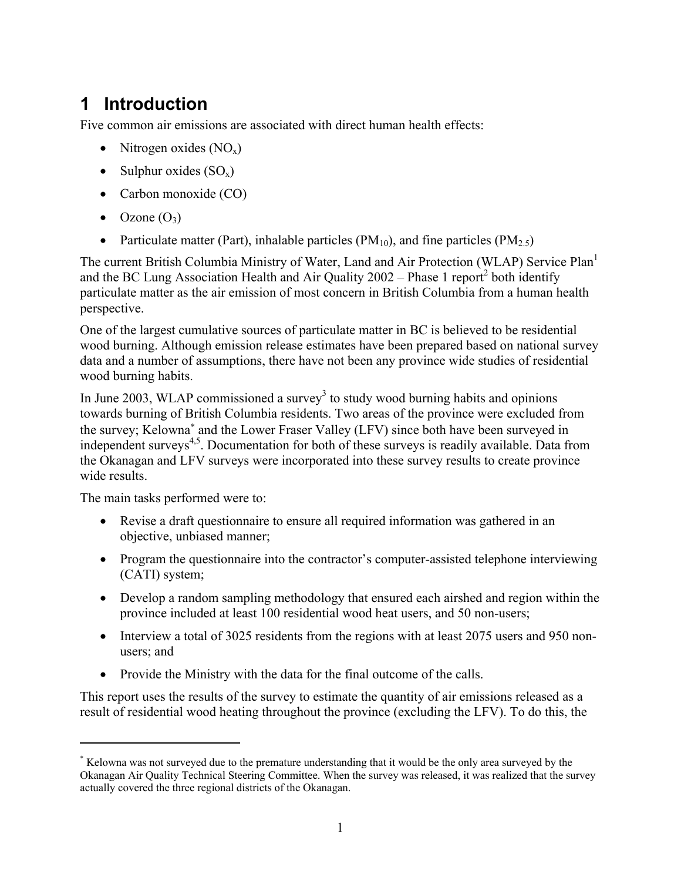# 1 Introduction

Five common air emissions are associated with direct human health effects:

- Nitrogen oxides ($NO_x$)
- Sulphur oxides ($SO_x$)
- Carbon monoxide (CO)
- Ozone ($O_3$)
- Particulate matter (Part), inhalable particles ($PM_{10}$), and fine particles ($PM_{2.5}$)

The current British Columbia Ministry of Water, Land and Air Protection (WLAP) Service Plan[1] and the BC Lung Association Health and Air Quality 2002 – Phase 1 report[2] both identify particulate matter as the air emission of most concern in British Columbia from a human health perspective.

One of the largest cumulative sources of particulate matter in BC is believed to be residential wood burning. Although emission release estimates have been prepared based on national survey data and a number of assumptions, there have not been any province wide studies of residential wood burning habits.

In June 2003, WLAP commissioned a survey[3] to study wood burning habits and opinions towards burning of British Columbia residents. Two areas of the province were excluded from the survey; Kelowna[*] and the Lower Fraser Valley (LFV) since both have been surveyed in independent surveys[4,5]. Documentation for both of these surveys is readily available. Data from the Okanagan and LFV surveys were incorporated into these survey results to create province wide results.

The main tasks performed were to:

- Revise a draft questionnaire to ensure all required information was gathered in an objective, unbiased manner;
- Program the questionnaire into the contractor's computer-assisted telephone interviewing (CATI) system;
- Develop a random sampling methodology that ensured each airshed and region within the province included at least 100 residential wood heat users, and 50 non-users;
- Interview a total of 3025 residents from the regions with at least 2075 users and 950 non-users; and
- Provide the Ministry with the data for the final outcome of the calls.

This report uses the results of the survey to estimate the quantity of air emissions released as a result of residential wood heating throughout the province (excluding the LFV). To do this, the

---

[*] Kelowna was not surveyed due to the premature understanding that it would be the only area surveyed by the Okanagan Air Quality Technical Steering Committee. When the survey was released, it was realized that the survey actually covered the three regional districts of the Okanagan.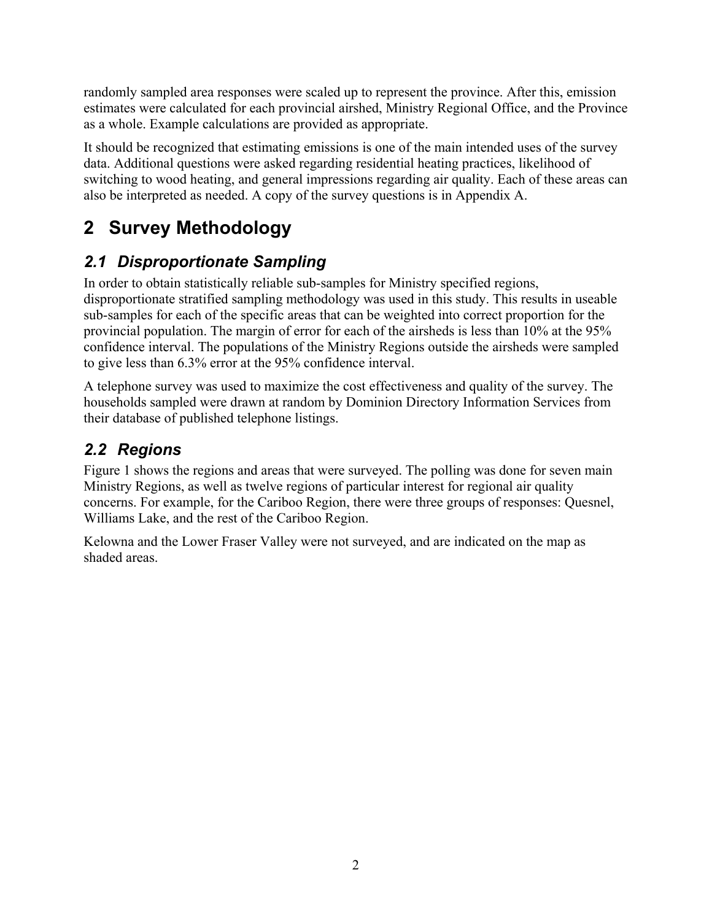randomly sampled area responses were scaled up to represent the province. After this, emission estimates were calculated for each provincial airshed, Ministry Regional Office, and the Province as a whole. Example calculations are provided as appropriate.

It should be recognized that estimating emissions is one of the main intended uses of the survey data. Additional questions were asked regarding residential heating practices, likelihood of switching to wood heating, and general impressions regarding air quality. Each of these areas can also be interpreted as needed. A copy of the survey questions is in Appendix A.

# 2 Survey Methodology

## *2.1 Disproportionate Sampling*

In order to obtain statistically reliable sub-samples for Ministry specified regions, disproportionate stratified sampling methodology was used in this study. This results in useable sub-samples for each of the specific areas that can be weighted into correct proportion for the provincial population. The margin of error for each of the airsheds is less than 10% at the 95% confidence interval. The populations of the Ministry Regions outside the airsheds were sampled to give less than 6.3% error at the 95% confidence interval.

A telephone survey was used to maximize the cost effectiveness and quality of the survey. The households sampled were drawn at random by Dominion Directory Information Services from their database of published telephone listings.

## *2.2 Regions*

Figure 1 shows the regions and areas that were surveyed. The polling was done for seven main Ministry Regions, as well as twelve regions of particular interest for regional air quality concerns. For example, for the Cariboo Region, there were three groups of responses: Quesnel, Williams Lake, and the rest of the Cariboo Region.

Kelowna and the Lower Fraser Valley were not surveyed, and are indicated on the map as shaded areas.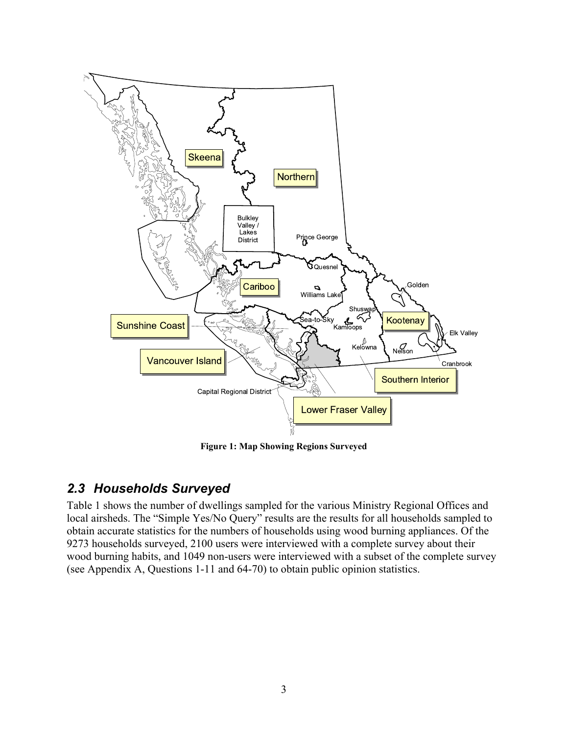Figure 1: Map Showing Regions Surveyed

## 2.3 Households Surveyed

Table 1 shows the number of dwellings sampled for the various Ministry Regional Offices and local airsheds. The "Simple Yes/No Query" results are the results for all households sampled to obtain accurate statistics for the numbers of households using wood burning appliances. Of the 9273 households surveyed, 2100 users were interviewed with a complete survey about their wood burning habits, and 1049 non-users were interviewed with a subset of the complete survey (see Appendix A, Questions 1-11 and 64-70) to obtain public opinion statistics.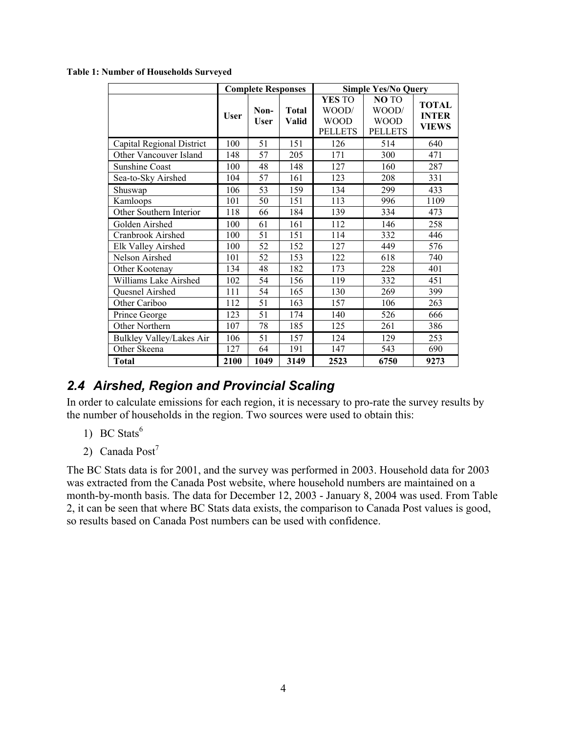**Table 1: Number of Households Surveyed**

| | Complete Responses | | | Simple Yes/No Query | | |
|---|---|---|---|---|---|---|
| | **User** | **Non-User** | **Total Valid** | **YES** TO WOOD/ WOOD PELLETS | **NO** TO WOOD/ WOOD PELLETS | **TOTAL INTER VIEWS** |
| Capital Regional District | 100 | 51 | 151 | 126 | 514 | 640 |
| Other Vancouver Island | 148 | 57 | 205 | 171 | 300 | 471 |
| Sunshine Coast | 100 | 48 | 148 | 127 | 160 | 287 |
| Sea-to-Sky Airshed | 104 | 57 | 161 | 123 | 208 | 331 |
| Shuswap | 106 | 53 | 159 | 134 | 299 | 433 |
| Kamloops | 101 | 50 | 151 | 113 | 996 | 1109 |
| Other Southern Interior | 118 | 66 | 184 | 139 | 334 | 473 |
| Golden Airshed | 100 | 61 | 161 | 112 | 146 | 258 |
| Cranbrook Airshed | 100 | 51 | 151 | 114 | 332 | 446 |
| Elk Valley Airshed | 100 | 52 | 152 | 127 | 449 | 576 |
| Nelson Airshed | 101 | 52 | 153 | 122 | 618 | 740 |
| Other Kootenay | 134 | 48 | 182 | 173 | 228 | 401 |
| Williams Lake Airshed | 102 | 54 | 156 | 119 | 332 | 451 |
| Quesnel Airshed | 111 | 54 | 165 | 130 | 269 | 399 |
| Other Cariboo | 112 | 51 | 163 | 157 | 106 | 263 |
| Prince George | 123 | 51 | 174 | 140 | 526 | 666 |
| Other Northern | 107 | 78 | 185 | 125 | 261 | 386 |
| Bulkley Valley/Lakes Air | 106 | 51 | 157 | 124 | 129 | 253 |
| Other Skeena | 127 | 64 | 191 | 147 | 543 | 690 |
| **Total** | **2100** | **1049** | **3149** | **2523** | **6750** | **9273** |

## *2.4 Airshed, Region and Provincial Scaling*

In order to calculate emissions for each region, it is necessary to pro-rate the survey results by the number of households in the region. Two sources were used to obtain this:

1) BC Stats[6]
2) Canada Post[7]

The BC Stats data is for 2001, and the survey was performed in 2003. Household data for 2003 was extracted from the Canada Post website, where household numbers are maintained on a month-by-month basis. The data for December 12, 2003 - January 8, 2004 was used. From Table 2, it can be seen that where BC Stats data exists, the comparison to Canada Post values is good, so results based on Canada Post numbers can be used with confidence.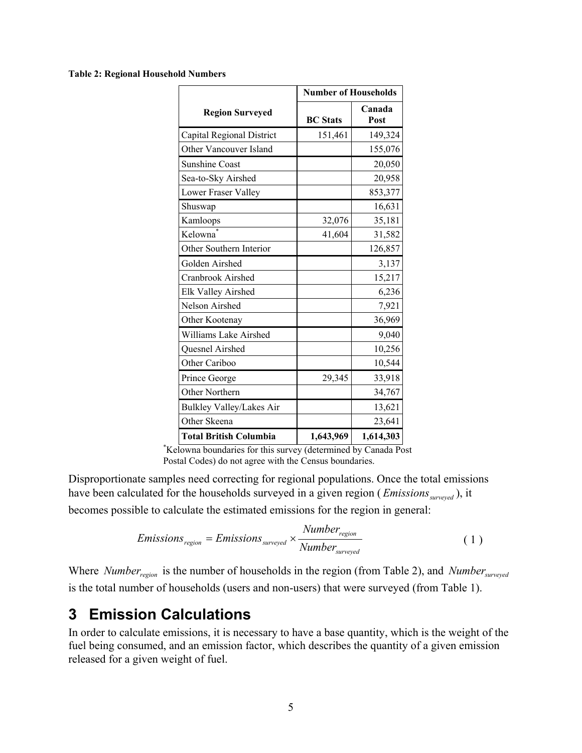**Table 2: Regional Household Numbers**

| Region Surveyed | Number of Households | |
|---|---|---|
| | BC Stats | Canada Post |
| Capital Regional District | 151,461 | 149,324 |
| Other Vancouver Island | | 155,076 |
| Sunshine Coast | | 20,050 |
| Sea-to-Sky Airshed | | 20,958 |
| Lower Fraser Valley | | 853,377 |
| Shuswap | | 16,631 |
| Kamloops | 32,076 | 35,181 |
| Kelowna* | 41,604 | 31,582 |
| Other Southern Interior | | 126,857 |
| Golden Airshed | | 3,137 |
| Cranbrook Airshed | | 15,217 |
| Elk Valley Airshed | | 6,236 |
| Nelson Airshed | | 7,921 |
| Other Kootenay | | 36,969 |
| Williams Lake Airshed | | 9,040 |
| Quesnel Airshed | | 10,256 |
| Other Cariboo | | 10,544 |
| Prince George | 29,345 | 33,918 |
| Other Northern | | 34,767 |
| Bulkley Valley/Lakes Air | | 13,621 |
| Other Skeena | | 23,641 |
| **Total British Columbia** | **1,643,969** | **1,614,303** |

*Kelowna boundaries for this survey (determined by Canada Post Postal Codes) do not agree with the Census boundaries.

Disproportionate samples need correcting for regional populations. Once the total emissions have been calculated for the households surveyed in a given region ($Emissions_{surveyed}$), it becomes possible to calculate the estimated emissions for the region in general:

$$Emissions_{region} = Emissions_{surveyed} \times \frac{Number_{region}}{Number_{surveyed}} \qquad (1)$$

Where $Number_{region}$ is the number of households in the region (from Table 2), and $Number_{surveyed}$ is the total number of households (users and non-users) that were surveyed (from Table 1).

# 3 Emission Calculations

In order to calculate emissions, it is necessary to have a base quantity, which is the weight of the fuel being consumed, and an emission factor, which describes the quantity of a given emission released for a given weight of fuel.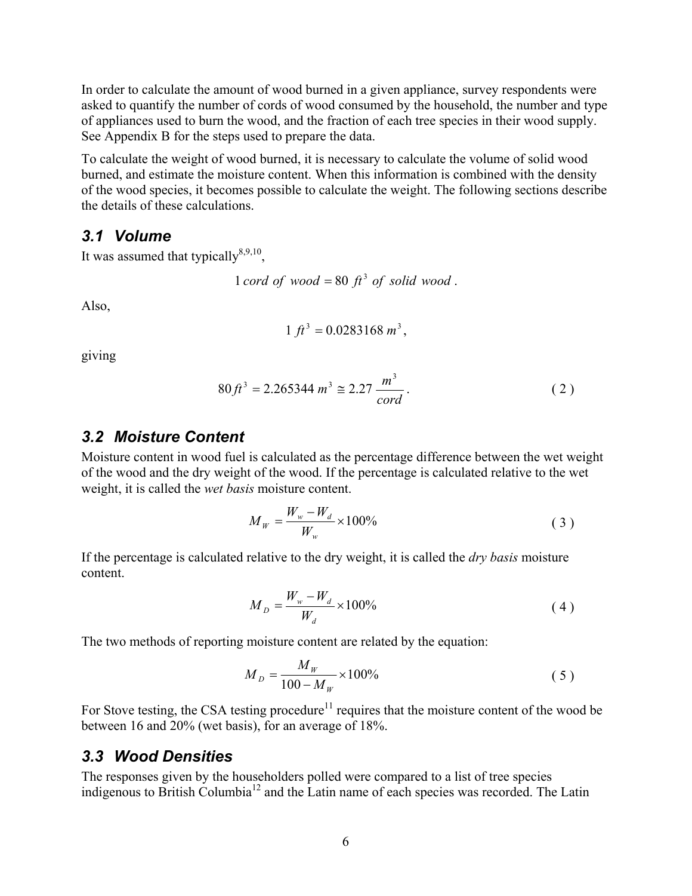In order to calculate the amount of wood burned in a given appliance, survey respondents were asked to quantify the number of cords of wood consumed by the household, the number and type of appliances used to burn the wood, and the fraction of each tree species in their wood supply. See Appendix B for the steps used to prepare the data.

To calculate the weight of wood burned, it is necessary to calculate the volume of solid wood burned, and estimate the moisture content. When this information is combined with the density of the wood species, it becomes possible to calculate the weight. The following sections describe the details of these calculations.

### *3.1 Volume*

It was assumed that typically[8,9,10],

$$1\, cord\ of\ wood = 80\ ft^3\ of\ solid\ wood\,.$$

Also,

$$1\ ft^3 = 0.0283168\ m^3\,,$$

giving

$$80\,ft^3 = 2.265344\ m^3 \cong 2.27\ \frac{m^3}{cord}\,. \tag{2}$$

### *3.2 Moisture Content*

Moisture content in wood fuel is calculated as the percentage difference between the wet weight of the wood and the dry weight of the wood. If the percentage is calculated relative to the wet weight, it is called the *wet basis* moisture content.

$$M_W = \frac{W_w - W_d}{W_w} \times 100\% \tag{3}$$

If the percentage is calculated relative to the dry weight, it is called the *dry basis* moisture content.

$$M_D = \frac{W_w - W_d}{W_d} \times 100\% \tag{4}$$

The two methods of reporting moisture content are related by the equation:

$$M_D = \frac{M_W}{100 - M_W} \times 100\% \tag{5}$$

For Stove testing, the CSA testing procedure[11] requires that the moisture content of the wood be between 16 and 20% (wet basis), for an average of 18%.

### *3.3 Wood Densities*

The responses given by the householders polled were compared to a list of tree species indigenous to British Columbia[12] and the Latin name of each species was recorded. The Latin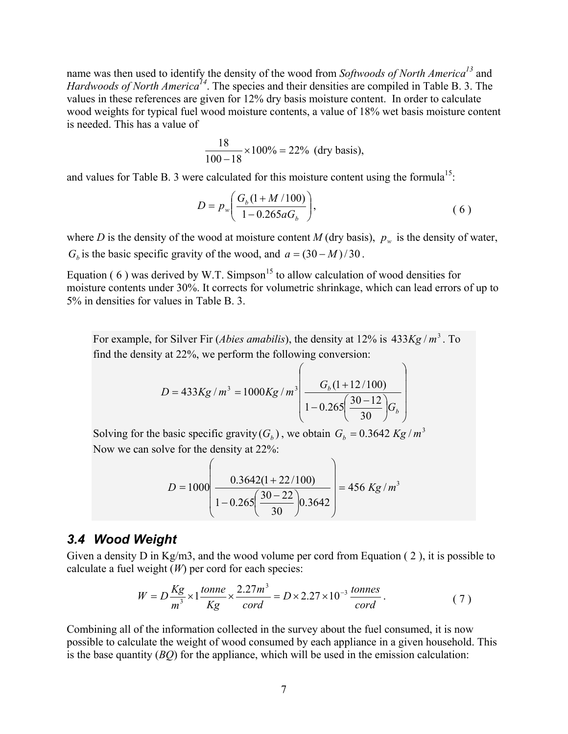name was then used to identify the density of the wood from *Softwoods of North America*[13] and *Hardwoods of North America*[14]. The species and their densities are compiled in Table B. 3. The values in these references are given for 12% dry basis moisture content. In order to calculate wood weights for typical fuel wood moisture contents, a value of 18% wet basis moisture content is needed. This has a value of

$$\frac{18}{100-18} \times 100\% = 22\% \text{ (dry basis)},$$

and values for Table B. 3 were calculated for this moisture content using the formula[15]:

$$D = p_w \left( \frac{G_b(1 + M/100)}{1 - 0.265aG_b} \right), \tag{6}$$

where *D* is the density of the wood at moisture content *M* (dry basis), $p_w$ is the density of water, $G_b$ is the basic specific gravity of the wood, and $a = (30 - M)/30$.

Equation ( 6 ) was derived by W.T. Simpson[15] to allow calculation of wood densities for moisture contents under 30%. It corrects for volumetric shrinkage, which can lead errors of up to 5% in densities for values in Table B. 3.

For example, for Silver Fir (*Abies amabilis*), the density at 12% is $433 Kg/m^3$. To find the density at 22%, we perform the following conversion:

$$D = 433 Kg/m^3 = 1000 Kg/m^3 \left( \frac{G_b(1+12/100)}{1 - 0.265\left(\frac{30-12}{30}\right)G_b} \right)$$

Solving for the basic specific gravity $(G_b)$, we obtain $G_b = 0.3642\ Kg/m^3$

Now we can solve for the density at 22%:

$$D = 1000 \left( \frac{0.3642(1+22/100)}{1 - 0.265\left(\frac{30-22}{30}\right)0.3642} \right) = 456\ Kg/m^3$$

## 3.4 Wood Weight

Given a density D in Kg/m3, and the wood volume per cord from Equation ( 2 ), it is possible to calculate a fuel weight (*W*) per cord for each species:

$$W = D\frac{Kg}{m^3} \times 1\frac{tonne}{Kg} \times \frac{2.27m^3}{cord} = D \times 2.27 \times 10^{-3}\frac{tonnes}{cord}. \tag{7}$$

Combining all of the information collected in the survey about the fuel consumed, it is now possible to calculate the weight of wood consumed by each appliance in a given household. This is the base quantity (*BQ*) for the appliance, which will be used in the emission calculation: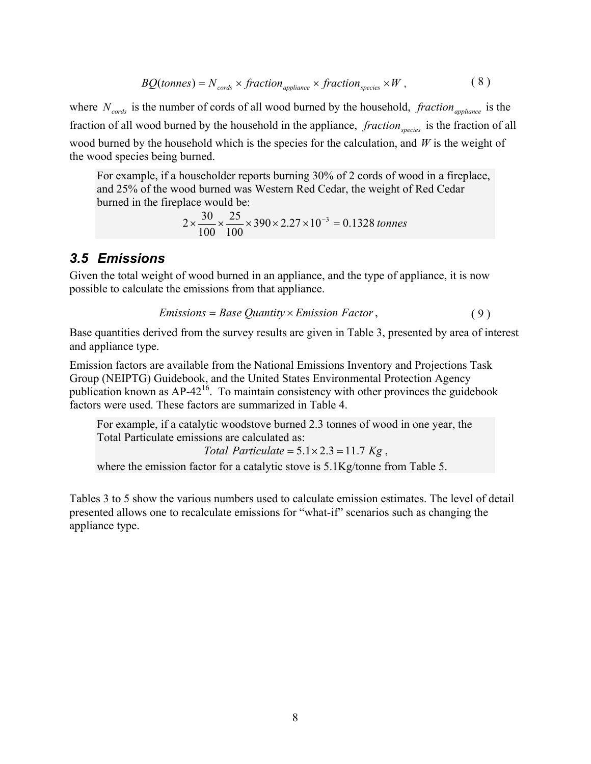$$BQ(tonnes) = N_{cords} \times fraction_{appliance} \times fraction_{species} \times W \, , \tag{8}$$

where $N_{cords}$ is the number of cords of all wood burned by the household, $fraction_{appliance}$ is the fraction of all wood burned by the household in the appliance, $fraction_{species}$ is the fraction of all wood burned by the household which is the species for the calculation, and $W$ is the weight of the wood species being burned.

> For example, if a householder reports burning 30% of 2 cords of wood in a fireplace, and 25% of the wood burned was Western Red Cedar, the weight of Red Cedar burned in the fireplace would be:
>
> $$2 \times \frac{30}{100} \times \frac{25}{100} \times 390 \times 2.27 \times 10^{-3} = 0.1328 \; tonnes$$

## 3.5 Emissions

Given the total weight of wood burned in an appliance, and the type of appliance, it is now possible to calculate the emissions from that appliance.

$$Emissions = Base \; Quantity \times Emission \; Factor \, , \tag{9}$$

Base quantities derived from the survey results are given in Table 3, presented by area of interest and appliance type.

Emission factors are available from the National Emissions Inventory and Projections Task Group (NEIPTG) Guidebook, and the United States Environmental Protection Agency publication known as AP-42[16]. To maintain consistency with other provinces the guidebook factors were used. These factors are summarized in Table 4.

> For example, if a catalytic woodstove burned 2.3 tonnes of wood in one year, the Total Particulate emissions are calculated as:
>
> $$Total \; Particulate = 5.1 \times 2.3 = 11.7 \; Kg \, ,$$
>
> where the emission factor for a catalytic stove is 5.1Kg/tonne from Table 5.

Tables 3 to 5 show the various numbers used to calculate emission estimates. The level of detail presented allows one to recalculate emissions for "what-if" scenarios such as changing the appliance type.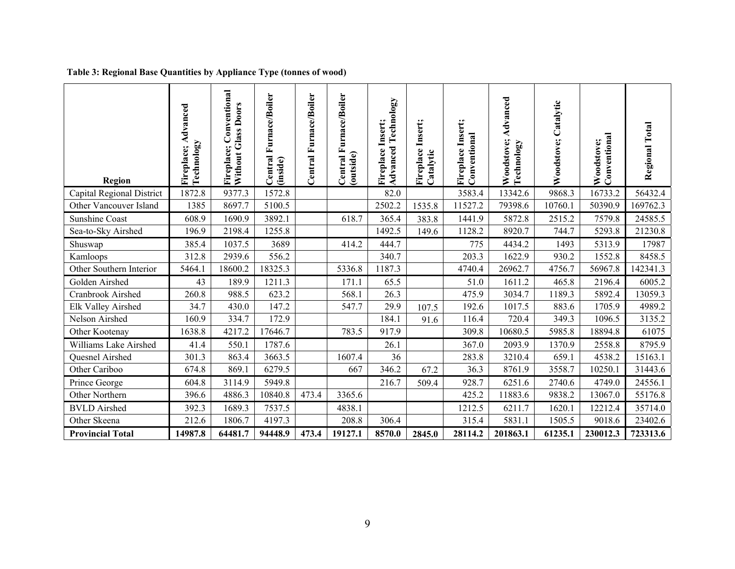**Table 3: Regional Base Quantities by Appliance Type (tonnes of wood)**

| Region | Fireplace; Advanced Technology | Fireplace; Conventional Without Glass Doors | Central Furnace/Boiler (inside) | Central Furnace/Boiler | Central Furnace/Boiler (outside) | Fireplace Insert; Advanced Technology | Fireplace Insert; Catalytic | Fireplace Insert; Conventional | Woodstove; Advanced Technology | Woodstove; Catalytic | Woodstove; Conventional | Regional Total |
|---|---|---|---|---|---|---|---|---|---|---|---|---|
| Capital Regional District | 1872.8 | 9377.3 | 1572.8 | | | 82.0 | | 3583.4 | 13342.6 | 9868.3 | 16733.2 | 56432.4 |
| Other Vancouver Island | 1385 | 8697.7 | 5100.5 | | | 2502.2 | 1535.8 | 11527.2 | 79398.6 | 10760.1 | 50390.9 | 169762.3 |
| Sunshine Coast | 608.9 | 1690.9 | 3892.1 | | 618.7 | 365.4 | 383.8 | 1441.9 | 5872.8 | 2515.2 | 7579.8 | 24585.5 |
| Sea-to-Sky Airshed | 196.9 | 2198.4 | 1255.8 | | | 1492.5 | 149.6 | 1128.2 | 8920.7 | 744.7 | 5293.8 | 21230.8 |
| Shuswap | 385.4 | 1037.5 | 3689 | | 414.2 | 444.7 | | 775 | 4434.2 | 1493 | 5313.9 | 17987 |
| Kamloops | 312.8 | 2939.6 | 556.2 | | | 340.7 | | 203.3 | 1622.9 | 930.2 | 1552.8 | 8458.5 |
| Other Southern Interior | 5464.1 | 18600.2 | 18325.3 | | 5336.8 | 1187.3 | | 4740.4 | 26962.7 | 4756.7 | 56967.8 | 142341.3 |
| Golden Airshed | 43 | 189.9 | 1211.3 | | 171.1 | 65.5 | | 51.0 | 1611.2 | 465.8 | 2196.4 | 6005.2 |
| Cranbrook Airshed | 260.8 | 988.5 | 623.2 | | 568.1 | 26.3 | | 475.9 | 3034.7 | 1189.3 | 5892.4 | 13059.3 |
| Elk Valley Airshed | 34.7 | 430.0 | 147.2 | | 547.7 | 29.9 | 107.5 | 192.6 | 1017.5 | 883.6 | 1705.9 | 4989.2 |
| Nelson Airshed | 160.9 | 334.7 | 172.9 | | | 184.1 | 91.6 | 116.4 | 720.4 | 349.3 | 1096.5 | 3135.2 |
| Other Kootenay | 1638.8 | 4217.2 | 17646.7 | | 783.5 | 917.9 | | 309.8 | 10680.5 | 5985.8 | 18894.8 | 61075 |
| Williams Lake Airshed | 41.4 | 550.1 | 1787.6 | | | 26.1 | | 367.0 | 2093.9 | 1370.9 | 2558.8 | 8795.9 |
| Quesnel Airshed | 301.3 | 863.4 | 3663.5 | | 1607.4 | 36 | | 283.8 | 3210.4 | 659.1 | 4538.2 | 15163.1 |
| Other Cariboo | 674.8 | 869.1 | 6279.5 | | 667 | 346.2 | 67.2 | 36.3 | 8761.9 | 3558.7 | 10250.1 | 31443.6 |
| Prince George | 604.8 | 3114.9 | 5949.8 | | | 216.7 | 509.4 | 928.7 | 6251.6 | 2740.6 | 4749.0 | 24556.1 |
| Other Northern | 396.6 | 4886.3 | 10840.8 | 473.4 | 3365.6 | | | 425.2 | 11883.6 | 9838.2 | 13067.0 | 55176.8 |
| BVLD Airshed | 392.3 | 1689.3 | 7537.5 | | 4838.1 | | | 1212.5 | 6211.7 | 1620.1 | 12212.4 | 35714.0 |
| Other Skeena | 212.6 | 1806.7 | 4197.3 | | 208.8 | 306.4 | | 315.4 | 5831.1 | 1505.5 | 9018.6 | 23402.6 |
| **Provincial Total** | **14987.8** | **64481.7** | **94448.9** | **473.4** | **19127.1** | **8570.0** | **2845.0** | **28114.2** | **201863.1** | **61235.1** | **230012.3** | **723313.6** |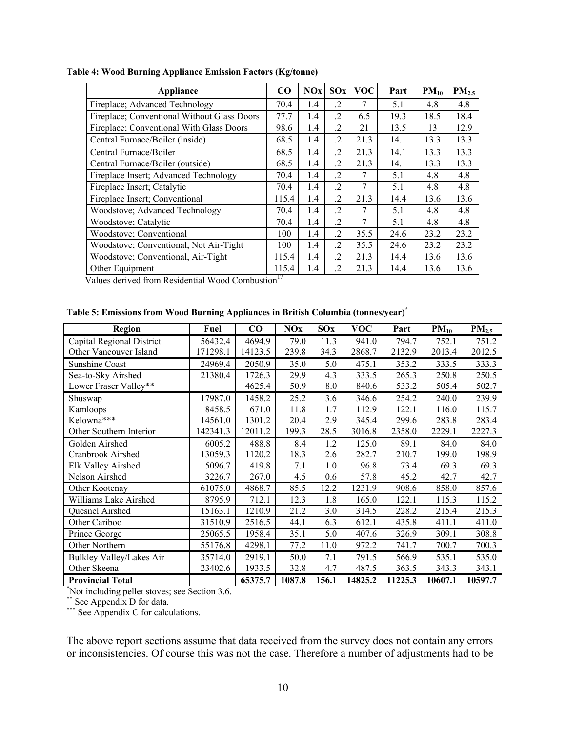**Table 4: Wood Burning Appliance Emission Factors (Kg/tonne)**

| Appliance | CO | NOx | SOx | VOC | Part | $PM_{10}$ | $PM_{2.5}$ |
|---|---|---|---|---|---|---|---|
| Fireplace; Advanced Technology | 70.4 | 1.4 | .2 | 7 | 5.1 | 4.8 | 4.8 |
| Fireplace; Conventional Without Glass Doors | 77.7 | 1.4 | .2 | 6.5 | 19.3 | 18.5 | 18.4 |
| Fireplace; Conventional With Glass Doors | 98.6 | 1.4 | .2 | 21 | 13.5 | 13 | 12.9 |
| Central Furnace/Boiler (inside) | 68.5 | 1.4 | .2 | 21.3 | 14.1 | 13.3 | 13.3 |
| Central Furnace/Boiler | 68.5 | 1.4 | .2 | 21.3 | 14.1 | 13.3 | 13.3 |
| Central Furnace/Boiler (outside) | 68.5 | 1.4 | .2 | 21.3 | 14.1 | 13.3 | 13.3 |
| Fireplace Insert; Advanced Technology | 70.4 | 1.4 | .2 | 7 | 5.1 | 4.8 | 4.8 |
| Fireplace Insert; Catalytic | 70.4 | 1.4 | .2 | 7 | 5.1 | 4.8 | 4.8 |
| Fireplace Insert; Conventional | 115.4 | 1.4 | .2 | 21.3 | 14.4 | 13.6 | 13.6 |
| Woodstove; Advanced Technology | 70.4 | 1.4 | .2 | 7 | 5.1 | 4.8 | 4.8 |
| Woodstove; Catalytic | 70.4 | 1.4 | .2 | 7 | 5.1 | 4.8 | 4.8 |
| Woodstove; Conventional | 100 | 1.4 | .2 | 35.5 | 24.6 | 23.2 | 23.2 |
| Woodstove; Conventional, Not Air-Tight | 100 | 1.4 | .2 | 35.5 | 24.6 | 23.2 | 23.2 |
| Woodstove; Conventional, Air-Tight | 115.4 | 1.4 | .2 | 21.3 | 14.4 | 13.6 | 13.6 |
| Other Equipment | 115.4 | 1.4 | .2 | 21.3 | 14.4 | 13.6 | 13.6 |

Values derived from Residential Wood Combustion[17]

**Table 5: Emissions from Wood Burning Appliances in British Columbia (tonnes/year)[*]**

| Region | Fuel | CO | NOx | SOx | VOC | Part | $PM_{10}$ | $PM_{2.5}$ |
|---|---|---|---|---|---|---|---|---|
| Capital Regional District | 56432.4 | 4694.9 | 79.0 | 11.3 | 941.0 | 794.7 | 752.1 | 751.2 |
| Other Vancouver Island | 171298.1 | 14123.5 | 239.8 | 34.3 | 2868.7 | 2132.9 | 2013.4 | 2012.5 |
| Sunshine Coast | 24969.4 | 2050.9 | 35.0 | 5.0 | 475.1 | 353.2 | 333.5 | 333.3 |
| Sea-to-Sky Airshed | 21380.4 | 1726.3 | 29.9 | 4.3 | 333.5 | 265.3 | 250.8 | 250.5 |
| Lower Fraser Valley** | | 4625.4 | 50.9 | 8.0 | 840.6 | 533.2 | 505.4 | 502.7 |
| Shuswap | 17987.0 | 1458.2 | 25.2 | 3.6 | 346.6 | 254.2 | 240.0 | 239.9 |
| Kamloops | 8458.5 | 671.0 | 11.8 | 1.7 | 112.9 | 122.1 | 116.0 | 115.7 |
| Kelowna*** | 14561.0 | 1301.2 | 20.4 | 2.9 | 345.4 | 299.6 | 283.8 | 283.4 |
| Other Southern Interior | 142341.3 | 12011.2 | 199.3 | 28.5 | 3016.8 | 2358.0 | 2229.1 | 2227.3 |
| Golden Airshed | 6005.2 | 488.8 | 8.4 | 1.2 | 125.0 | 89.1 | 84.0 | 84.0 |
| Cranbrook Airshed | 13059.3 | 1120.2 | 18.3 | 2.6 | 282.7 | 210.7 | 199.0 | 198.9 |
| Elk Valley Airshed | 5096.7 | 419.8 | 7.1 | 1.0 | 96.8 | 73.4 | 69.3 | 69.3 |
| Nelson Airshed | 3226.7 | 267.0 | 4.5 | 0.6 | 57.8 | 45.2 | 42.7 | 42.7 |
| Other Kootenay | 61075.0 | 4868.7 | 85.5 | 12.2 | 1231.9 | 908.6 | 858.0 | 857.6 |
| Williams Lake Airshed | 8795.9 | 712.1 | 12.3 | 1.8 | 165.0 | 122.1 | 115.3 | 115.2 |
| Quesnel Airshed | 15163.1 | 1210.9 | 21.2 | 3.0 | 314.5 | 228.2 | 215.4 | 215.3 |
| Other Cariboo | 31510.9 | 2516.5 | 44.1 | 6.3 | 612.1 | 435.8 | 411.1 | 411.0 |
| Prince George | 25065.5 | 1958.4 | 35.1 | 5.0 | 407.6 | 326.9 | 309.1 | 308.8 |
| Other Northern | 55176.8 | 4298.1 | 77.2 | 11.0 | 972.2 | 741.7 | 700.7 | 700.3 |
| Bulkley Valley/Lakes Air | 35714.0 | 2919.1 | 50.0 | 7.1 | 791.5 | 566.9 | 535.1 | 535.0 |
| Other Skeena | 23402.6 | 1933.5 | 32.8 | 4.7 | 487.5 | 363.5 | 343.3 | 343.1 |
| **Provincial Total** | | **65375.7** | **1087.8** | **156.1** | **14825.2** | **11225.3** | **10607.1** | **10597.7** |

[*] Not including pellet stoves; see Section 3.6.
[**] See Appendix D for data.
[***] See Appendix C for calculations.

The above report sections assume that data received from the survey does not contain any errors or inconsistencies. Of course this was not the case. Therefore a number of adjustments had to be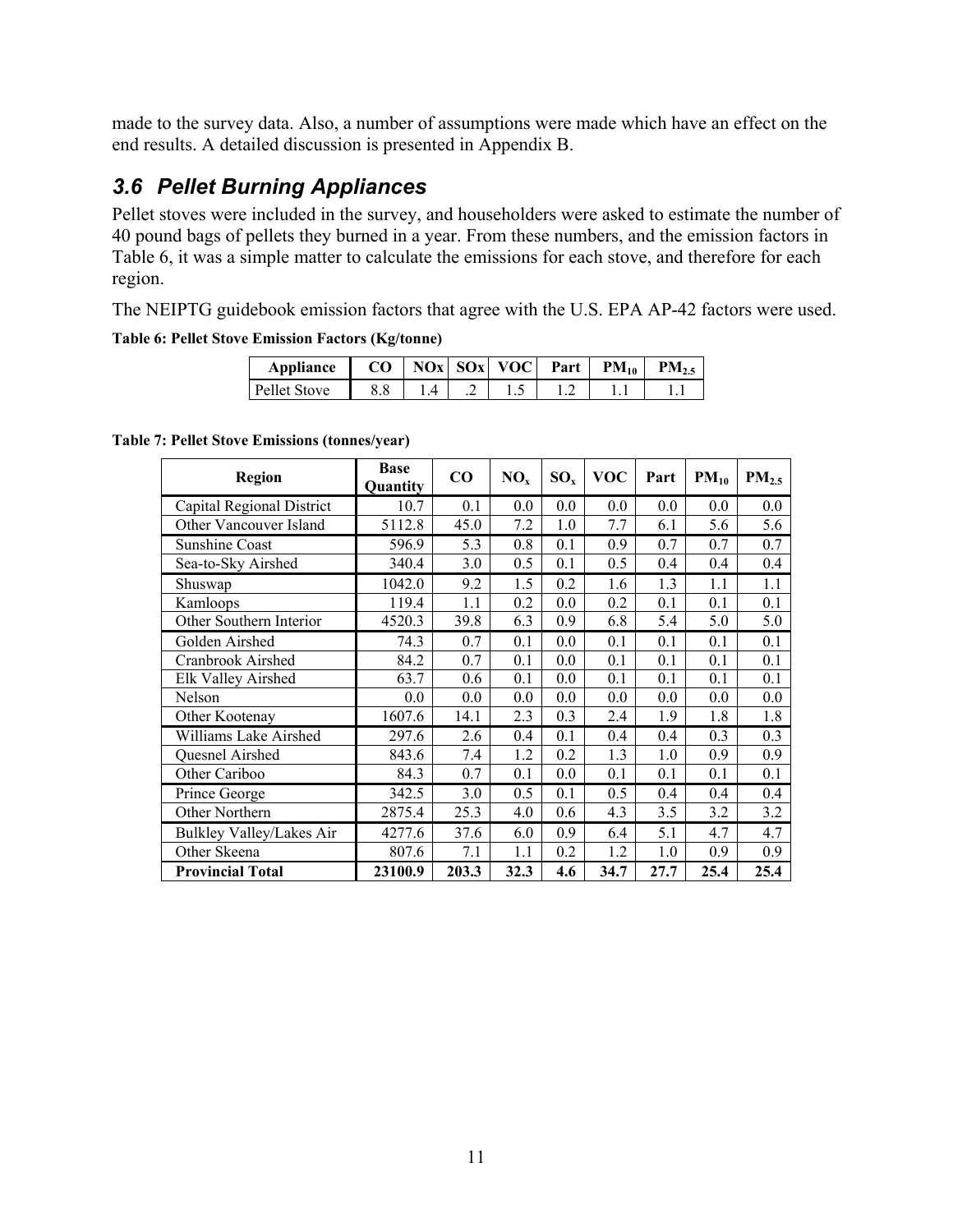made to the survey data. Also, a number of assumptions were made which have an effect on the end results. A detailed discussion is presented in Appendix B.

## 3.6 Pellet Burning Appliances

Pellet stoves were included in the survey, and householders were asked to estimate the number of 40 pound bags of pellets they burned in a year. From these numbers, and the emission factors in Table 6, it was a simple matter to calculate the emissions for each stove, and therefore for each region.

The NEIPTG guidebook emission factors that agree with the U.S. EPA AP-42 factors were used.

**Table 6: Pellet Stove Emission Factors (Kg/tonne)**

| Appliance | CO | NOx | SOx | VOC | Part | $PM_{10}$ | $PM_{2.5}$ |
|---|---|---|---|---|---|---|---|
| Pellet Stove | 8.8 | 1.4 | .2 | 1.5 | 1.2 | 1.1 | 1.1 |

**Table 7: Pellet Stove Emissions (tonnes/year)**

| Region | Base Quantity | CO | $NO_x$ | $SO_x$ | VOC | Part | $PM_{10}$ | $PM_{2.5}$ |
|---|---|---|---|---|---|---|---|---|
| Capital Regional District | 10.7 | 0.1 | 0.0 | 0.0 | 0.0 | 0.0 | 0.0 | 0.0 |
| Other Vancouver Island | 5112.8 | 45.0 | 7.2 | 1.0 | 7.7 | 6.1 | 5.6 | 5.6 |
| Sunshine Coast | 596.9 | 5.3 | 0.8 | 0.1 | 0.9 | 0.7 | 0.7 | 0.7 |
| Sea-to-Sky Airshed | 340.4 | 3.0 | 0.5 | 0.1 | 0.5 | 0.4 | 0.4 | 0.4 |
| Shuswap | 1042.0 | 9.2 | 1.5 | 0.2 | 1.6 | 1.3 | 1.1 | 1.1 |
| Kamloops | 119.4 | 1.1 | 0.2 | 0.0 | 0.2 | 0.1 | 0.1 | 0.1 |
| Other Southern Interior | 4520.3 | 39.8 | 6.3 | 0.9 | 6.8 | 5.4 | 5.0 | 5.0 |
| Golden Airshed | 74.3 | 0.7 | 0.1 | 0.0 | 0.1 | 0.1 | 0.1 | 0.1 |
| Cranbrook Airshed | 84.2 | 0.7 | 0.1 | 0.0 | 0.1 | 0.1 | 0.1 | 0.1 |
| Elk Valley Airshed | 63.7 | 0.6 | 0.1 | 0.0 | 0.1 | 0.1 | 0.1 | 0.1 |
| Nelson | 0.0 | 0.0 | 0.0 | 0.0 | 0.0 | 0.0 | 0.0 | 0.0 |
| Other Kootenay | 1607.6 | 14.1 | 2.3 | 0.3 | 2.4 | 1.9 | 1.8 | 1.8 |
| Williams Lake Airshed | 297.6 | 2.6 | 0.4 | 0.1 | 0.4 | 0.4 | 0.3 | 0.3 |
| Quesnel Airshed | 843.6 | 7.4 | 1.2 | 0.2 | 1.3 | 1.0 | 0.9 | 0.9 |
| Other Cariboo | 84.3 | 0.7 | 0.1 | 0.0 | 0.1 | 0.1 | 0.1 | 0.1 |
| Prince George | 342.5 | 3.0 | 0.5 | 0.1 | 0.5 | 0.4 | 0.4 | 0.4 |
| Other Northern | 2875.4 | 25.3 | 4.0 | 0.6 | 4.3 | 3.5 | 3.2 | 3.2 |
| Bulkley Valley/Lakes Air | 4277.6 | 37.6 | 6.0 | 0.9 | 6.4 | 5.1 | 4.7 | 4.7 |
| Other Skeena | 807.6 | 7.1 | 1.1 | 0.2 | 1.2 | 1.0 | 0.9 | 0.9 |
| **Provincial Total** | **23100.9** | **203.3** | **32.3** | **4.6** | **34.7** | **27.7** | **25.4** | **25.4** |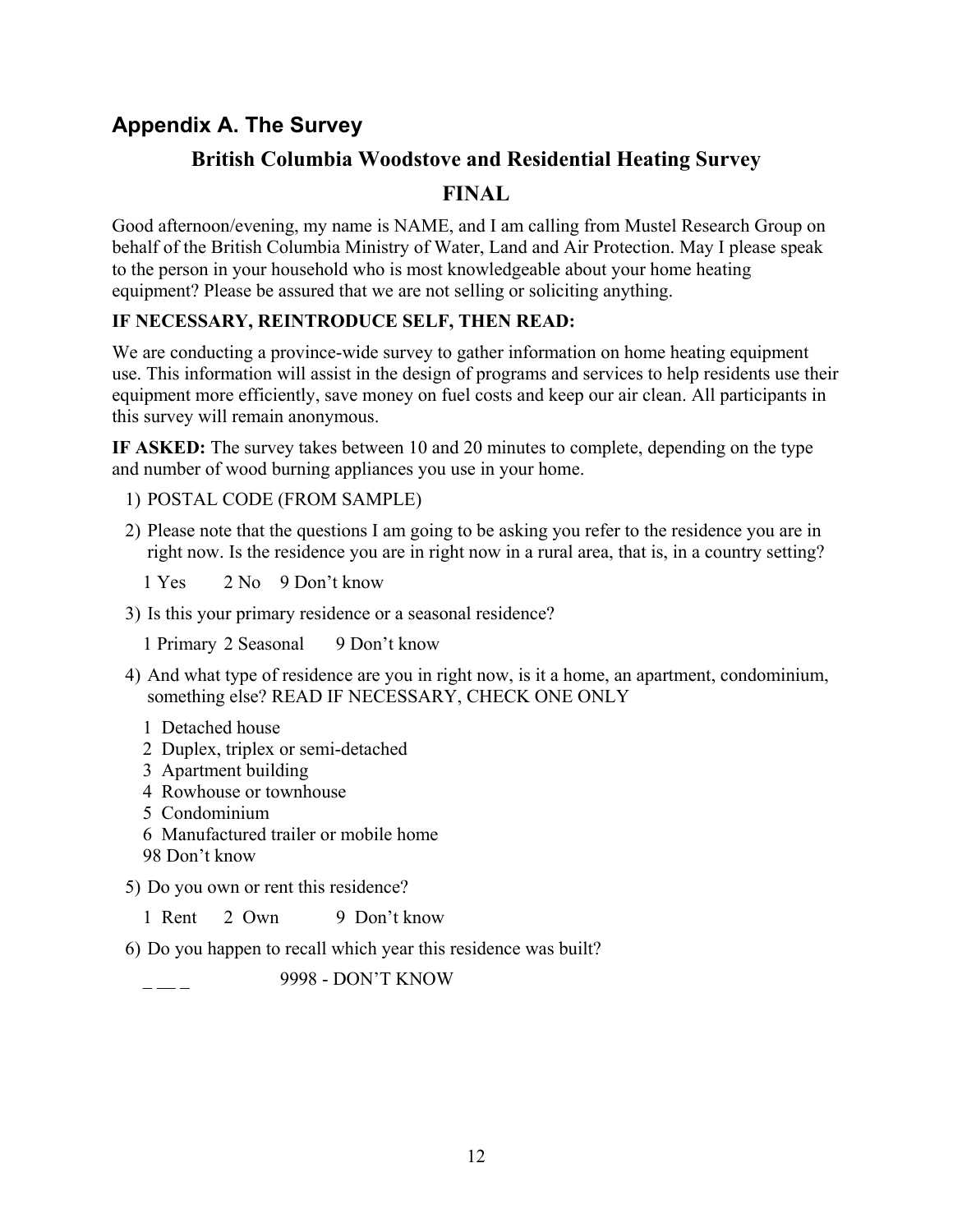## Appendix A. The Survey

### British Columbia Woodstove and Residential Heating Survey

### FINAL

Good afternoon/evening, my name is NAME, and I am calling from Mustel Research Group on behalf of the British Columbia Ministry of Water, Land and Air Protection. May I please speak to the person in your household who is most knowledgeable about your home heating equipment? Please be assured that we are not selling or soliciting anything.

**IF NECESSARY, REINTRODUCE SELF, THEN READ:**

We are conducting a province-wide survey to gather information on home heating equipment use. This information will assist in the design of programs and services to help residents use their equipment more efficiently, save money on fuel costs and keep our air clean. All participants in this survey will remain anonymous.

**IF ASKED:** The survey takes between 10 and 20 minutes to complete, depending on the type and number of wood burning appliances you use in your home.

1) POSTAL CODE (FROM SAMPLE)

2) Please note that the questions I am going to be asking you refer to the residence you are in right now. Is the residence you are in right now in a rural area, that is, in a country setting?

   1 Yes    2 No    9 Don't know

3) Is this your primary residence or a seasonal residence?

   1 Primary    2 Seasonal    9 Don't know

4) And what type of residence are you in right now, is it a home, an apartment, condominium, something else? READ IF NECESSARY, CHECK ONE ONLY

   1 Detached house
   2 Duplex, triplex or semi-detached
   3 Apartment building
   4 Rowhouse or townhouse
   5 Condominium
   6 Manufactured trailer or mobile home
   98 Don't know

5) Do you own or rent this residence?

   1 Rent    2 Own    9 Don't know

6) Do you happen to recall which year this residence was built?

   _ __ _    9998 - DON'T KNOW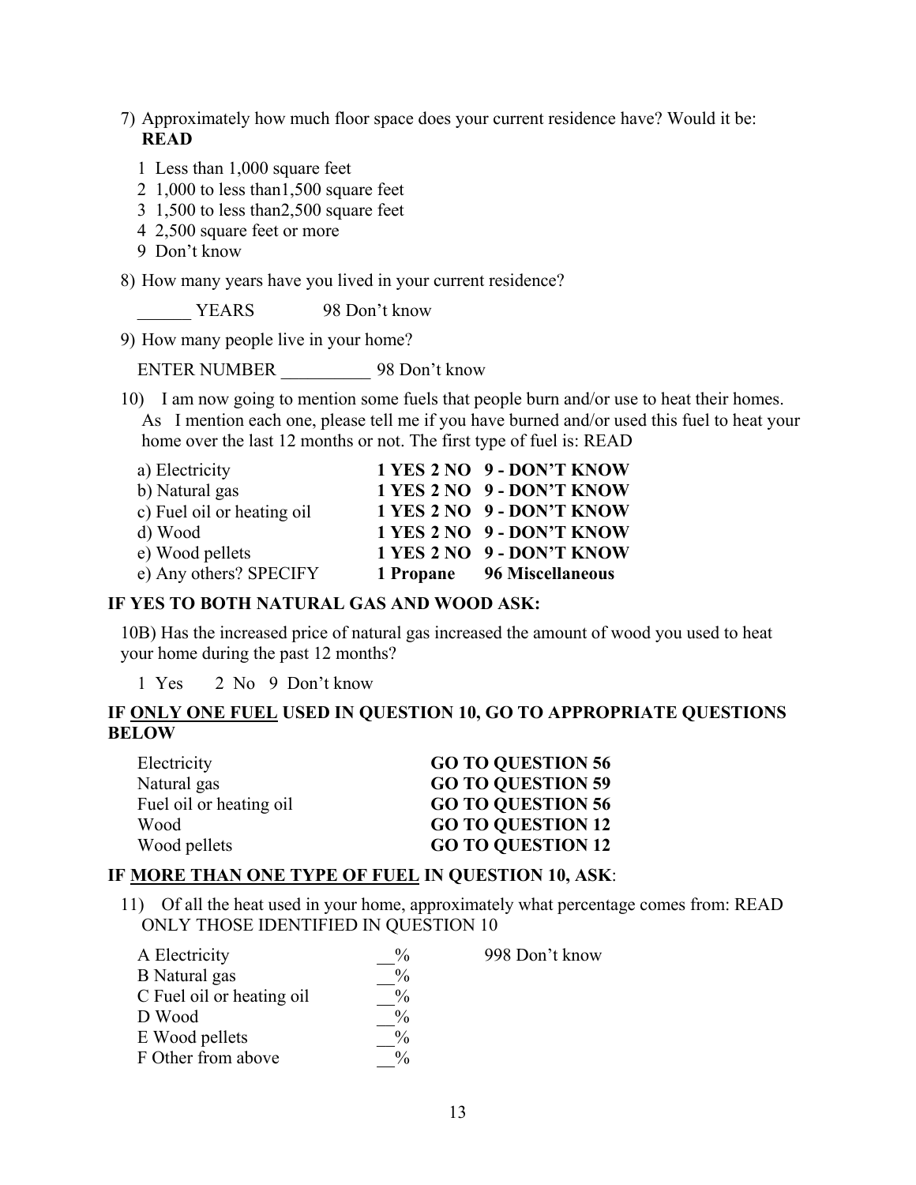7) Approximately how much floor space does your current residence have? Would it be: **READ**

   1 Less than 1,000 square feet
   2 1,000 to less than1,500 square feet
   3 1,500 to less than2,500 square feet
   4 2,500 square feet or more
   9 Don't know

8) How many years have you lived in your current residence?

   ______ YEARS    98 Don't know

9) How many people live in your home?

   ENTER NUMBER __________ 98 Don't know

10) I am now going to mention some fuels that people burn and/or use to heat their homes. As I mention each one, please tell me if you have burned and/or used this fuel to heat your home over the last 12 months or not. The first type of fuel is: READ

| | |
|---|---|
| a) Electricity | **1 YES 2 NO 9 - DON'T KNOW** |
| b) Natural gas | **1 YES 2 NO 9 - DON'T KNOW** |
| c) Fuel oil or heating oil | **1 YES 2 NO 9 - DON'T KNOW** |
| d) Wood | **1 YES 2 NO 9 - DON'T KNOW** |
| e) Wood pellets | **1 YES 2 NO 9 - DON'T KNOW** |
| e) Any others? SPECIFY | **1 Propane 96 Miscellaneous** |

**IF YES TO BOTH NATURAL GAS AND WOOD ASK:**

10B) Has the increased price of natural gas increased the amount of wood you used to heat your home during the past 12 months?

   1 Yes  2 No  9 Don't know

**IF <u>ONLY ONE FUEL</u> USED IN QUESTION 10, GO TO APPROPRIATE QUESTIONS BELOW**

| | |
|---|---|
| Electricity | **GO TO QUESTION 56** |
| Natural gas | **GO TO QUESTION 59** |
| Fuel oil or heating oil | **GO TO QUESTION 56** |
| Wood | **GO TO QUESTION 12** |
| Wood pellets | **GO TO QUESTION 12** |

**IF <u>MORE THAN ONE TYPE OF FUEL</u> IN QUESTION 10, ASK**:

11) Of all the heat used in your home, approximately what percentage comes from: READ ONLY THOSE IDENTIFIED IN QUESTION 10

| | | |
|---|---|---|
| A Electricity | __% | 998 Don't know |
| B Natural gas | __% | |
| C Fuel oil or heating oil | __% | |
| D Wood | __% | |
| E Wood pellets | __% | |
| F Other from above | __% | |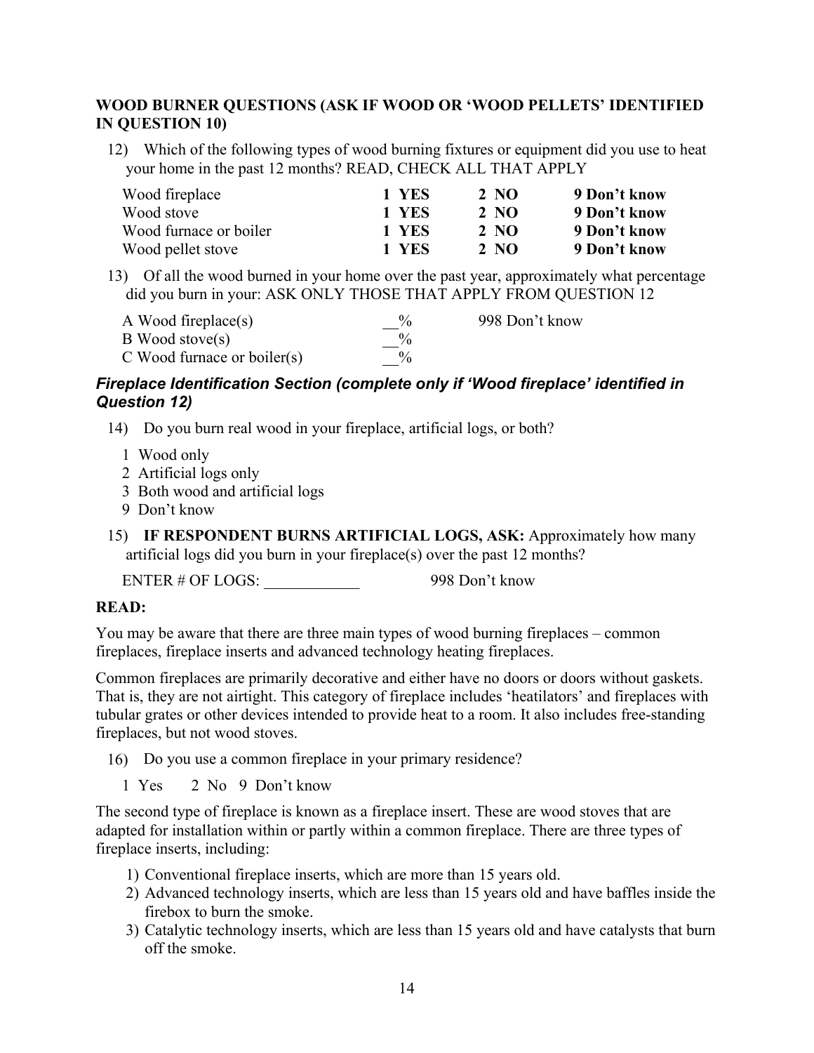**WOOD BURNER QUESTIONS (ASK IF WOOD OR 'WOOD PELLETS' IDENTIFIED IN QUESTION 10)**

12) Which of the following types of wood burning fixtures or equipment did you use to heat your home in the past 12 months? READ, CHECK ALL THAT APPLY

| | | | |
|---|---|---|---|
| Wood fireplace | **1 YES** | **2 NO** | **9 Don't know** |
| Wood stove | **1 YES** | **2 NO** | **9 Don't know** |
| Wood furnace or boiler | **1 YES** | **2 NO** | **9 Don't know** |
| Wood pellet stove | **1 YES** | **2 NO** | **9 Don't know** |

13) Of all the wood burned in your home over the past year, approximately what percentage did you burn in your: ASK ONLY THOSE THAT APPLY FROM QUESTION 12

| | | |
|---|---|---|
| A Wood fireplace(s) | __% | 998 Don't know |
| B Wood stove(s) | __% | |
| C Wood furnace or boiler(s) | __% | |

### *Fireplace Identification Section (complete only if 'Wood fireplace' identified in Question 12)*

14) Do you burn real wood in your fireplace, artificial logs, or both?

1 Wood only
2 Artificial logs only
3 Both wood and artificial logs
9 Don't know

15) **IF RESPONDENT BURNS ARTIFICIAL LOGS, ASK:** Approximately how many artificial logs did you burn in your fireplace(s) over the past 12 months?

ENTER # OF LOGS: ____________ 998 Don't know

**READ:**

You may be aware that there are three main types of wood burning fireplaces – common fireplaces, fireplace inserts and advanced technology heating fireplaces.

Common fireplaces are primarily decorative and either have no doors or doors without gaskets. That is, they are not airtight. This category of fireplace includes 'heatilators' and fireplaces with tubular grates or other devices intended to provide heat to a room. It also includes free-standing fireplaces, but not wood stoves.

16) Do you use a common fireplace in your primary residence?

1 Yes 2 No 9 Don't know

The second type of fireplace is known as a fireplace insert. These are wood stoves that are adapted for installation within or partly within a common fireplace. There are three types of fireplace inserts, including:

1) Conventional fireplace inserts, which are more than 15 years old.
2) Advanced technology inserts, which are less than 15 years old and have baffles inside the firebox to burn the smoke.
3) Catalytic technology inserts, which are less than 15 years old and have catalysts that burn off the smoke.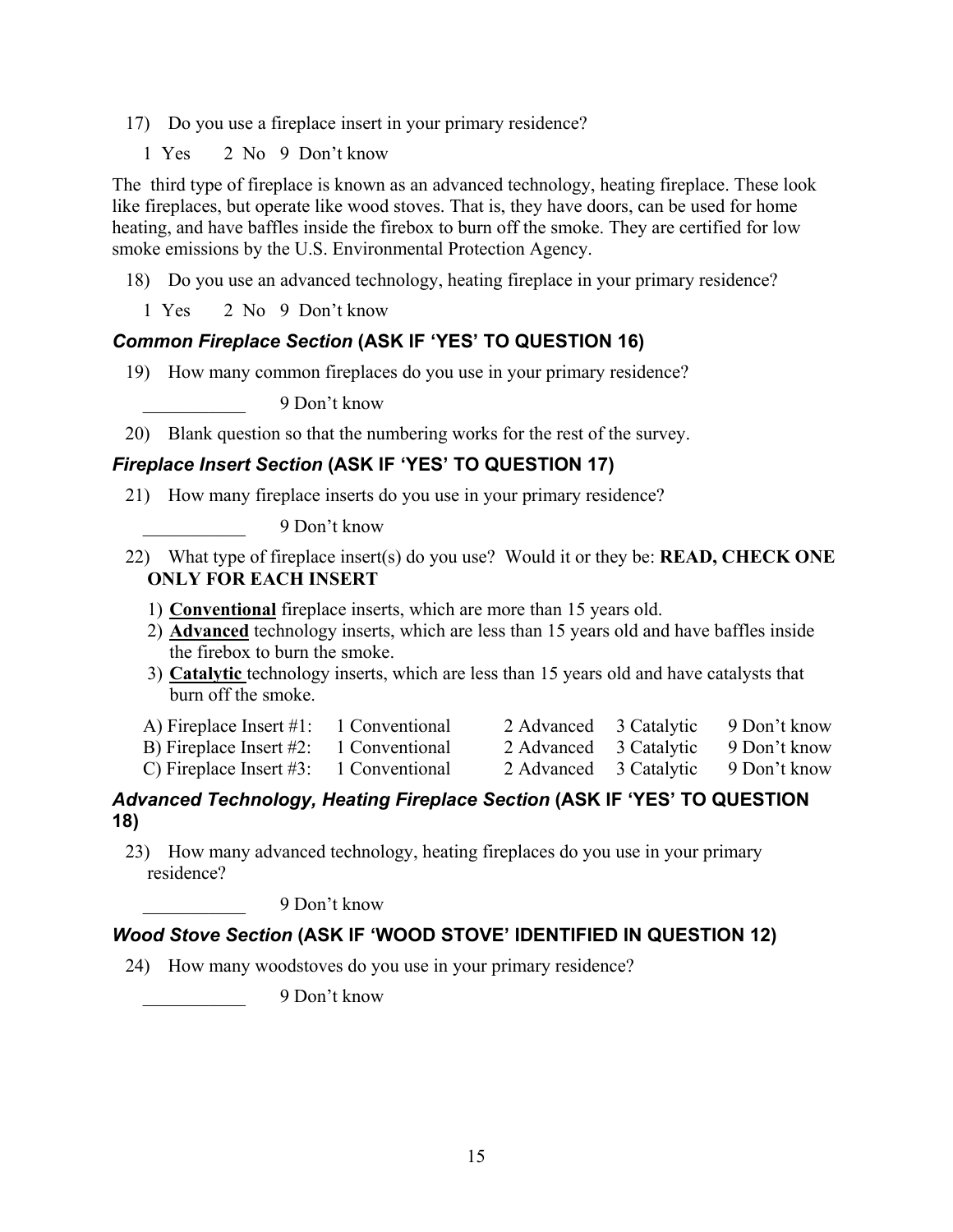17) Do you use a fireplace insert in your primary residence?

1 Yes  2 No  9 Don't know

The third type of fireplace is known as an advanced technology, heating fireplace. These look like fireplaces, but operate like wood stoves. That is, they have doors, can be used for home heating, and have baffles inside the firebox to burn off the smoke. They are certified for low smoke emissions by the U.S. Environmental Protection Agency.

18) Do you use an advanced technology, heating fireplace in your primary residence?

1 Yes  2 No  9 Don't know

### *Common Fireplace Section* (ASK IF 'YES' TO QUESTION 16)

19) How many common fireplaces do you use in your primary residence?

___________ 9 Don't know

20) Blank question so that the numbering works for the rest of the survey.

### *Fireplace Insert Section* (ASK IF 'YES' TO QUESTION 17)

21) How many fireplace inserts do you use in your primary residence?

___________ 9 Don't know

22) What type of fireplace insert(s) do you use? Would it or they be: **READ, CHECK ONE ONLY FOR EACH INSERT**

1) **Conventional** fireplace inserts, which are more than 15 years old.
2) **Advanced** technology inserts, which are less than 15 years old and have baffles inside the firebox to burn the smoke.
3) **Catalytic** technology inserts, which are less than 15 years old and have catalysts that burn off the smoke.

| | | | | |
|---|---|---|---|---|
| A) Fireplace Insert #1: | 1 Conventional | 2 Advanced | 3 Catalytic | 9 Don't know |
| B) Fireplace Insert #2: | 1 Conventional | 2 Advanced | 3 Catalytic | 9 Don't know |
| C) Fireplace Insert #3: | 1 Conventional | 2 Advanced | 3 Catalytic | 9 Don't know |

### *Advanced Technology, Heating Fireplace Section* (ASK IF 'YES' TO QUESTION 18)

23) How many advanced technology, heating fireplaces do you use in your primary residence?

___________ 9 Don't know

### *Wood Stove Section* (ASK IF 'WOOD STOVE' IDENTIFIED IN QUESTION 12)

24) How many woodstoves do you use in your primary residence?

___________ 9 Don't know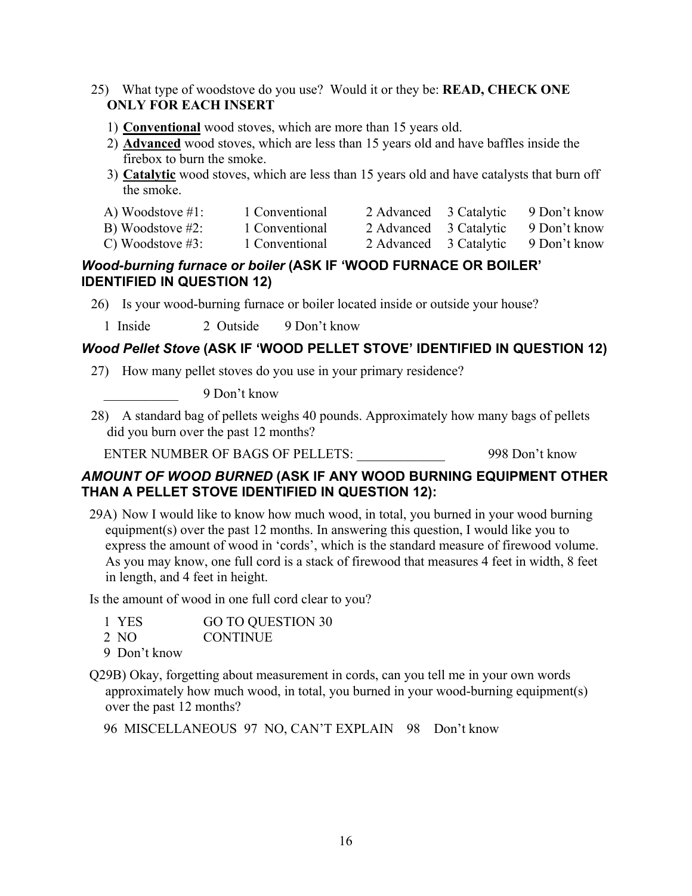25) What type of woodstove do you use? Would it or they be: **READ, CHECK ONE ONLY FOR EACH INSERT**

1) **Conventional** wood stoves, which are more than 15 years old.
2) **Advanced** wood stoves, which are less than 15 years old and have baffles inside the firebox to burn the smoke.
3) **Catalytic** wood stoves, which are less than 15 years old and have catalysts that burn off the smoke.

| | | | | |
|---|---|---|---|---|
| A) Woodstove #1: | 1 Conventional | 2 Advanced | 3 Catalytic | 9 Don't know |
| B) Woodstove #2: | 1 Conventional | 2 Advanced | 3 Catalytic | 9 Don't know |
| C) Woodstove #3: | 1 Conventional | 2 Advanced | 3 Catalytic | 9 Don't know |

### *Wood-burning furnace or boiler* (ASK IF 'WOOD FURNACE OR BOILER' IDENTIFIED IN QUESTION 12)

26) Is your wood-burning furnace or boiler located inside or outside your house?

1 Inside  2 Outside  9 Don't know

### *Wood Pellet Stove* (ASK IF 'WOOD PELLET STOVE' IDENTIFIED IN QUESTION 12)

27) How many pellet stoves do you use in your primary residence?

___________ 9 Don't know

28) A standard bag of pellets weighs 40 pounds. Approximately how many bags of pellets did you burn over the past 12 months?

ENTER NUMBER OF BAGS OF PELLETS: _____________ 998 Don't know

### *AMOUNT OF WOOD BURNED* (ASK IF ANY WOOD BURNING EQUIPMENT OTHER THAN A PELLET STOVE IDENTIFIED IN QUESTION 12):

29A) Now I would like to know how much wood, in total, you burned in your wood burning equipment(s) over the past 12 months. In answering this question, I would like you to express the amount of wood in 'cords', which is the standard measure of firewood volume. As you may know, one full cord is a stack of firewood that measures 4 feet in width, 8 feet in length, and 4 feet in height.

Is the amount of wood in one full cord clear to you?

1 YES  GO TO QUESTION 30
2 NO  CONTINUE
9 Don't know

Q29B) Okay, forgetting about measurement in cords, can you tell me in your own words approximately how much wood, in total, you burned in your wood-burning equipment(s) over the past 12 months?

96 MISCELLANEOUS 97 NO, CAN'T EXPLAIN 98 Don't know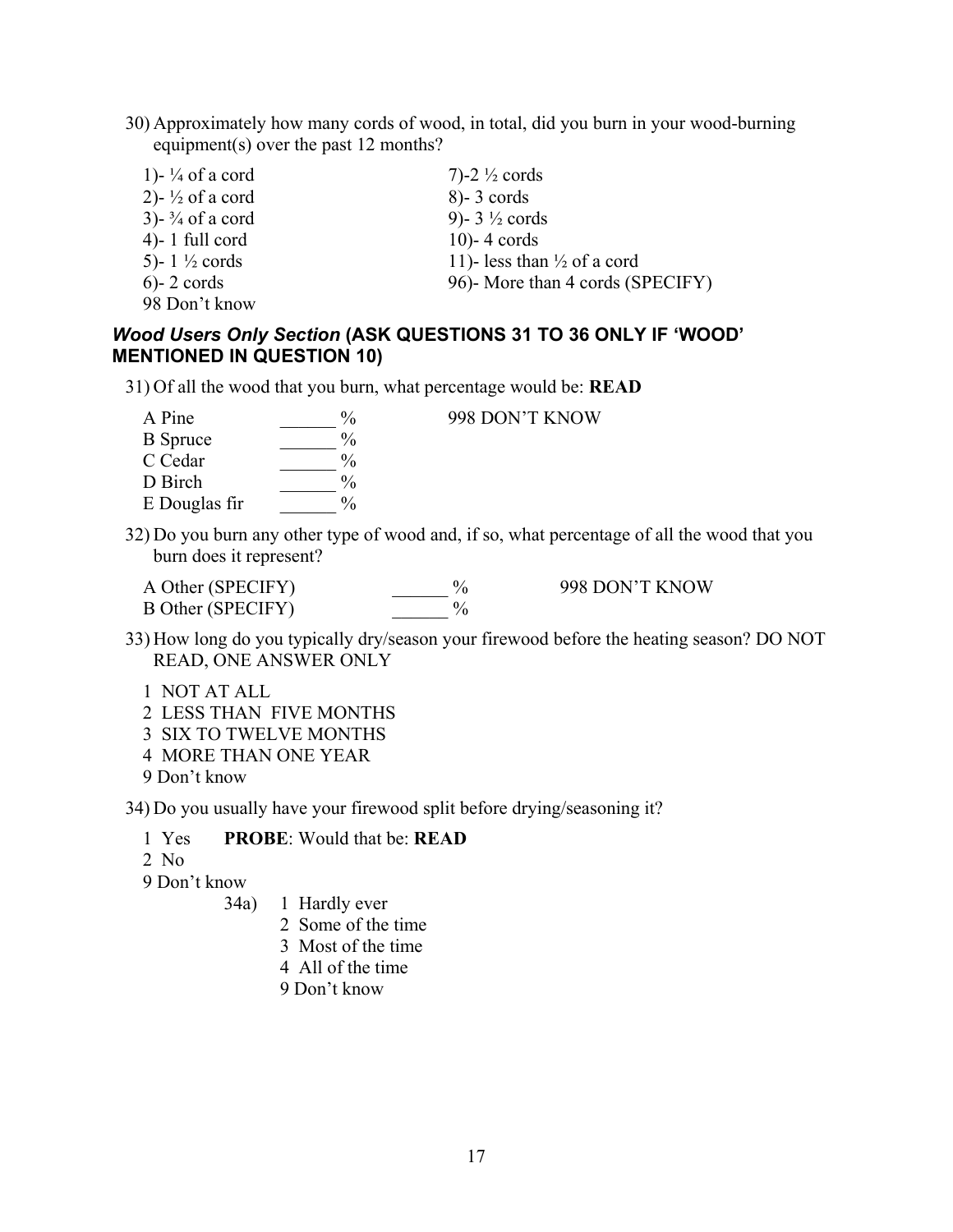30) Approximately how many cords of wood, in total, did you burn in your wood-burning equipment(s) over the past 12 months?

1)- ¼ of a cord
2)- ½ of a cord
3)- ¾ of a cord
4)- 1 full cord
5)- 1 ½ cords
6)- 2 cords
7)-2 ½ cords
8)- 3 cords
9)- 3 ½ cords
10)- 4 cords
11)- less than ½ of a cord
96)- More than 4 cords (SPECIFY)
98 Don't know

### ***Wood Users Only Section*** **(ASK QUESTIONS 31 TO 36 ONLY IF 'WOOD' MENTIONED IN QUESTION 10)**

31) Of all the wood that you burn, what percentage would be: **READ**

A Pine ______ %  998 DON'T KNOW
B Spruce ______ %
C Cedar ______ %
D Birch ______ %
E Douglas fir ______ %

32) Do you burn any other type of wood and, if so, what percentage of all the wood that you burn does it represent?

A Other (SPECIFY) ______ %  998 DON'T KNOW
B Other (SPECIFY) ______ %

33) How long do you typically dry/season your firewood before the heating season? DO NOT READ, ONE ANSWER ONLY

1 NOT AT ALL
2 LESS THAN FIVE MONTHS
3 SIX TO TWELVE MONTHS
4 MORE THAN ONE YEAR
9 Don't know

34) Do you usually have your firewood split before drying/seasoning it?

1 Yes **PROBE**: Would that be: **READ**
2 No
9 Don't know

34a)
1 Hardly ever
2 Some of the time
3 Most of the time
4 All of the time
9 Don't know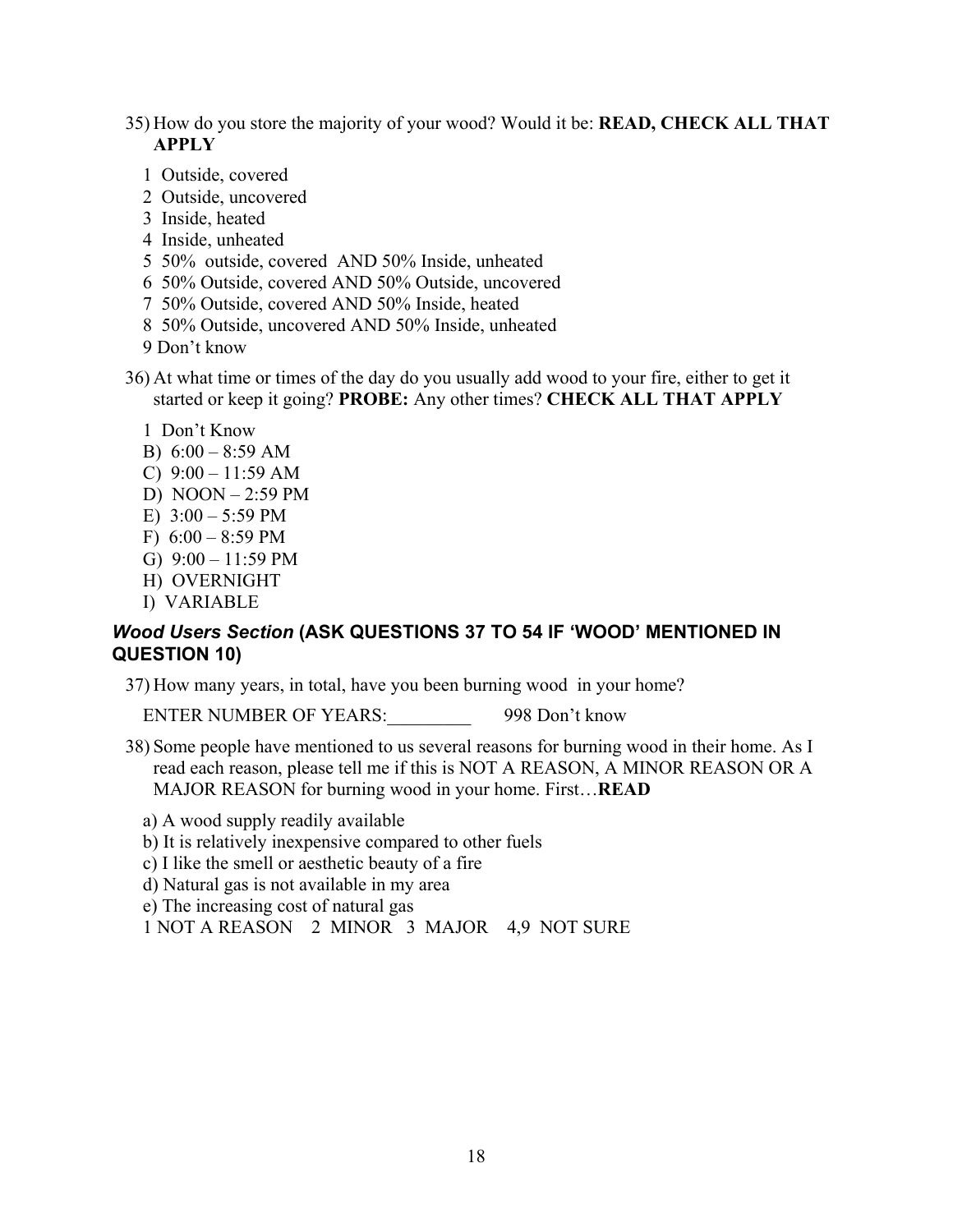35) How do you store the majority of your wood? Would it be: **READ, CHECK ALL THAT APPLY**

   1 Outside, covered
   2 Outside, uncovered
   3 Inside, heated
   4 Inside, unheated
   5 50% outside, covered AND 50% Inside, unheated
   6 50% Outside, covered AND 50% Outside, uncovered
   7 50% Outside, covered AND 50% Inside, heated
   8 50% Outside, uncovered AND 50% Inside, unheated
   9 Don't know

36) At what time or times of the day do you usually add wood to your fire, either to get it started or keep it going? **PROBE:** Any other times? **CHECK ALL THAT APPLY**

   1 Don't Know
   B) 6:00 – 8:59 AM
   C) 9:00 – 11:59 AM
   D) NOON – 2:59 PM
   E) 3:00 – 5:59 PM
   F) 6:00 – 8:59 PM
   G) 9:00 – 11:59 PM
   H) OVERNIGHT
   I) VARIABLE

### *Wood Users Section* (ASK QUESTIONS 37 TO 54 IF 'WOOD' MENTIONED IN QUESTION 10)

37) How many years, in total, have you been burning wood in your home?

   ENTER NUMBER OF YEARS:_________ 998 Don't know

38) Some people have mentioned to us several reasons for burning wood in their home. As I read each reason, please tell me if this is NOT A REASON, A MINOR REASON OR A MAJOR REASON for burning wood in your home. First…**READ**

   a) A wood supply readily available
   b) It is relatively inexpensive compared to other fuels
   c) I like the smell or aesthetic beauty of a fire
   d) Natural gas is not available in my area
   e) The increasing cost of natural gas
   1 NOT A REASON 2 MINOR 3 MAJOR 4,9 NOT SURE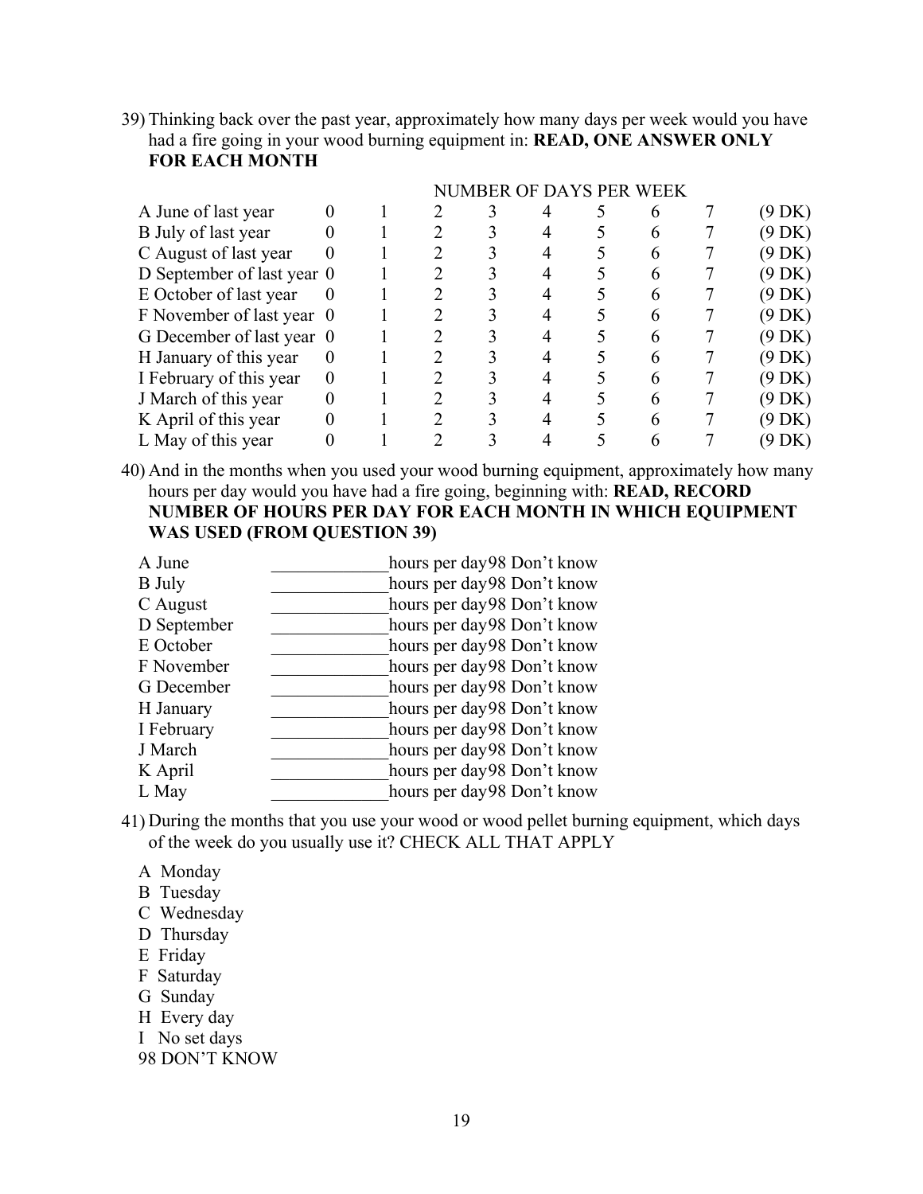39) Thinking back over the past year, approximately how many days per week would you have had a fire going in your wood burning equipment in: **READ, ONE ANSWER ONLY FOR EACH MONTH**

| | NUMBER OF DAYS PER WEEK | | | | | | | | |
|---|---|---|---|---|---|---|---|---|---|
| A June of last year | 0 | 1 | 2 | 3 | 4 | 5 | 6 | 7 | (9 DK) |
| B July of last year | 0 | 1 | 2 | 3 | 4 | 5 | 6 | 7 | (9 DK) |
| C August of last year | 0 | 1 | 2 | 3 | 4 | 5 | 6 | 7 | (9 DK) |
| D September of last year | 0 | 1 | 2 | 3 | 4 | 5 | 6 | 7 | (9 DK) |
| E October of last year | 0 | 1 | 2 | 3 | 4 | 5 | 6 | 7 | (9 DK) |
| F November of last year | 0 | 1 | 2 | 3 | 4 | 5 | 6 | 7 | (9 DK) |
| G December of last year | 0 | 1 | 2 | 3 | 4 | 5 | 6 | 7 | (9 DK) |
| H January of this year | 0 | 1 | 2 | 3 | 4 | 5 | 6 | 7 | (9 DK) |
| I February of this year | 0 | 1 | 2 | 3 | 4 | 5 | 6 | 7 | (9 DK) |
| J March of this year | 0 | 1 | 2 | 3 | 4 | 5 | 6 | 7 | (9 DK) |
| K April of this year | 0 | 1 | 2 | 3 | 4 | 5 | 6 | 7 | (9 DK) |
| L May of this year | 0 | 1 | 2 | 3 | 4 | 5 | 6 | 7 | (9 DK) |

40) And in the months when you used your wood burning equipment, approximately how many hours per day would you have had a fire going, beginning with: **READ, RECORD NUMBER OF HOURS PER DAY FOR EACH MONTH IN WHICH EQUIPMENT WAS USED (FROM QUESTION 39)**

A June _____________hours per day98 Don't know
B July _____________hours per day98 Don't know
C August _____________hours per day98 Don't know
D September _____________hours per day98 Don't know
E October _____________hours per day98 Don't know
F November _____________hours per day98 Don't know
G December _____________hours per day98 Don't know
H January _____________hours per day98 Don't know
I February _____________hours per day98 Don't know
J March _____________hours per day98 Don't know
K April _____________hours per day98 Don't know
L May _____________hours per day98 Don't know

41) During the months that you use your wood or wood pellet burning equipment, which days of the week do you usually use it? CHECK ALL THAT APPLY

A Monday
B Tuesday
C Wednesday
D Thursday
E Friday
F Saturday
G Sunday
H Every day
I No set days
98 DON'T KNOW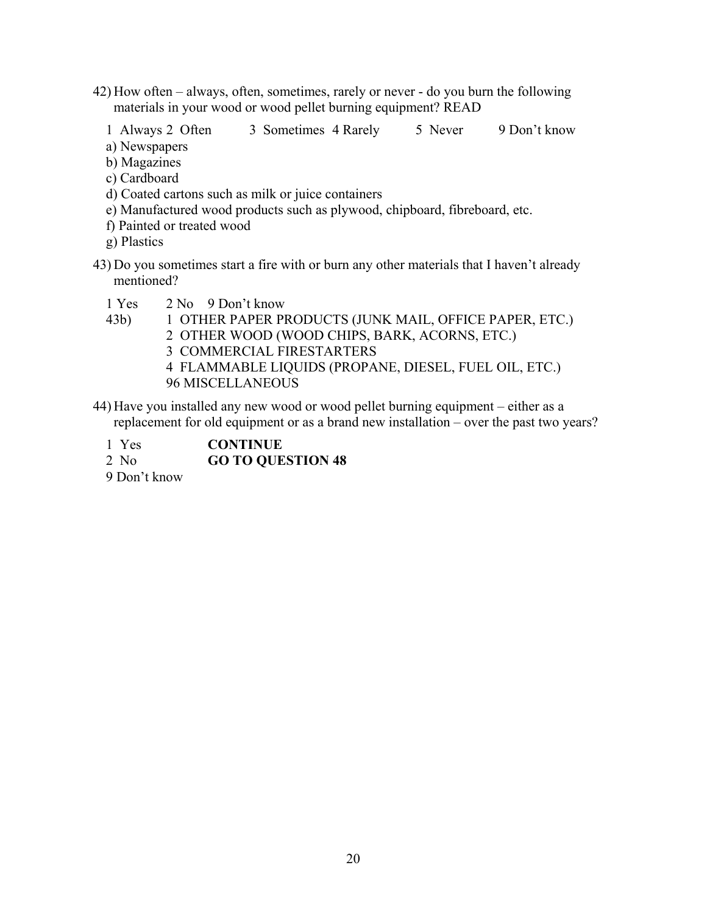42) How often – always, often, sometimes, rarely or never - do you burn the following materials in your wood or wood pellet burning equipment? READ

1 Always 2 Often 3 Sometimes 4 Rarely 5 Never 9 Don't know

a) Newspapers
b) Magazines
c) Cardboard
d) Coated cartons such as milk or juice containers
e) Manufactured wood products such as plywood, chipboard, fibreboard, etc.
f) Painted or treated wood
g) Plastics

43) Do you sometimes start a fire with or burn any other materials that I haven't already mentioned?

1 Yes 2 No 9 Don't know

43b)
1 OTHER PAPER PRODUCTS (JUNK MAIL, OFFICE PAPER, ETC.)
2 OTHER WOOD (WOOD CHIPS, BARK, ACORNS, ETC.)
3 COMMERCIAL FIRESTARTERS
4 FLAMMABLE LIQUIDS (PROPANE, DIESEL, FUEL OIL, ETC.)
96 MISCELLANEOUS

44) Have you installed any new wood or wood pellet burning equipment – either as a replacement for old equipment or as a brand new installation – over the past two years?

1 Yes **CONTINUE**
2 No **GO TO QUESTION 48**
9 Don't know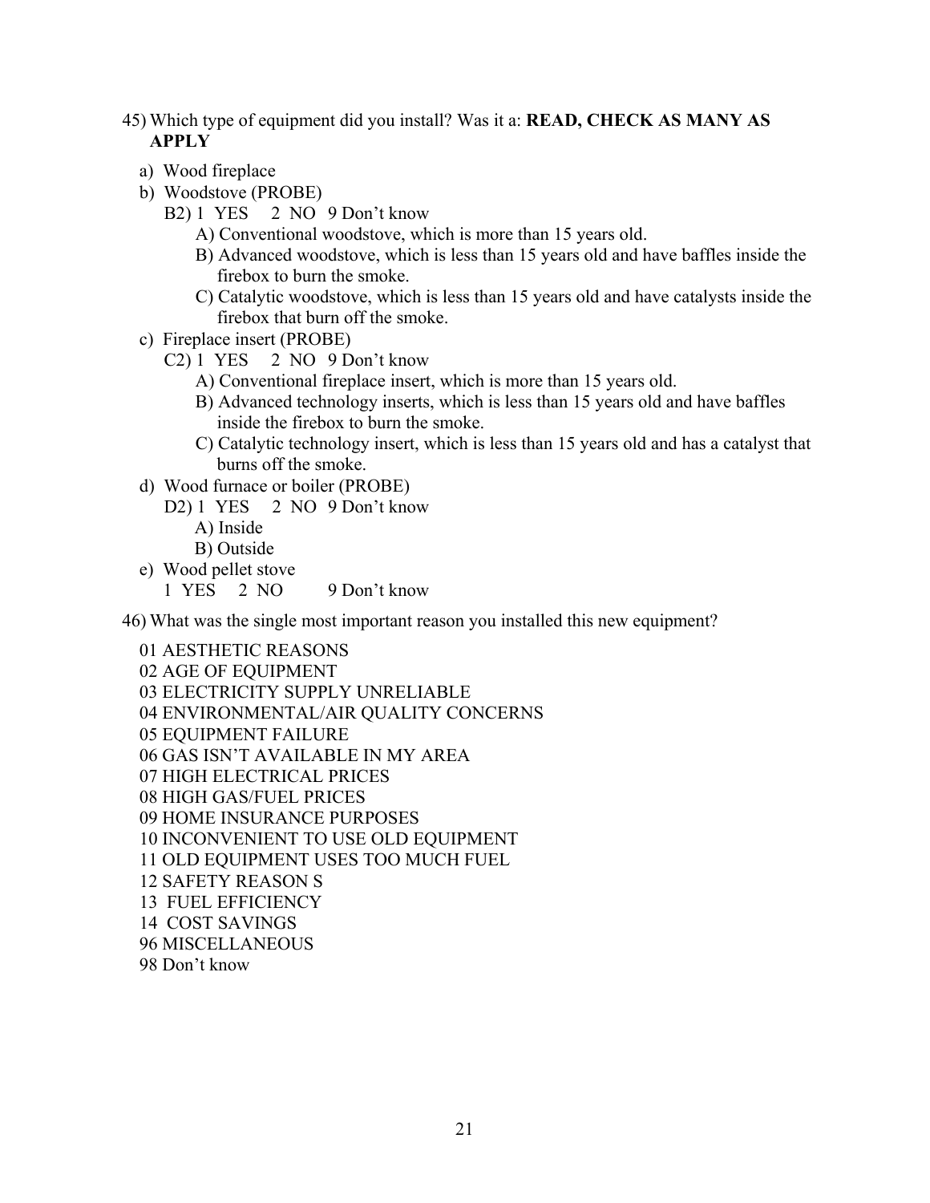45) Which type of equipment did you install? Was it a: **READ, CHECK AS MANY AS APPLY**

a) Wood fireplace
b) Woodstove (PROBE)
   B2) 1 YES  2 NO  9 Don't know
      A) Conventional woodstove, which is more than 15 years old.
      B) Advanced woodstove, which is less than 15 years old and have baffles inside the firebox to burn the smoke.
      C) Catalytic woodstove, which is less than 15 years old and have catalysts inside the firebox that burn off the smoke.
c) Fireplace insert (PROBE)
   C2) 1 YES  2 NO  9 Don't know
      A) Conventional fireplace insert, which is more than 15 years old.
      B) Advanced technology inserts, which is less than 15 years old and have baffles inside the firebox to burn the smoke.
      C) Catalytic technology insert, which is less than 15 years old and has a catalyst that burns off the smoke.
d) Wood furnace or boiler (PROBE)
   D2) 1 YES  2 NO  9 Don't know
      A) Inside
      B) Outside
e) Wood pellet stove
   1 YES  2 NO  9 Don't know

46) What was the single most important reason you installed this new equipment?

01 AESTHETIC REASONS
02 AGE OF EQUIPMENT
03 ELECTRICITY SUPPLY UNRELIABLE
04 ENVIRONMENTAL/AIR QUALITY CONCERNS
05 EQUIPMENT FAILURE
06 GAS ISN'T AVAILABLE IN MY AREA
07 HIGH ELECTRICAL PRICES
08 HIGH GAS/FUEL PRICES
09 HOME INSURANCE PURPOSES
10 INCONVENIENT TO USE OLD EQUIPMENT
11 OLD EQUIPMENT USES TOO MUCH FUEL
12 SAFETY REASON S
13 FUEL EFFICIENCY
14 COST SAVINGS
96 MISCELLANEOUS
98 Don't know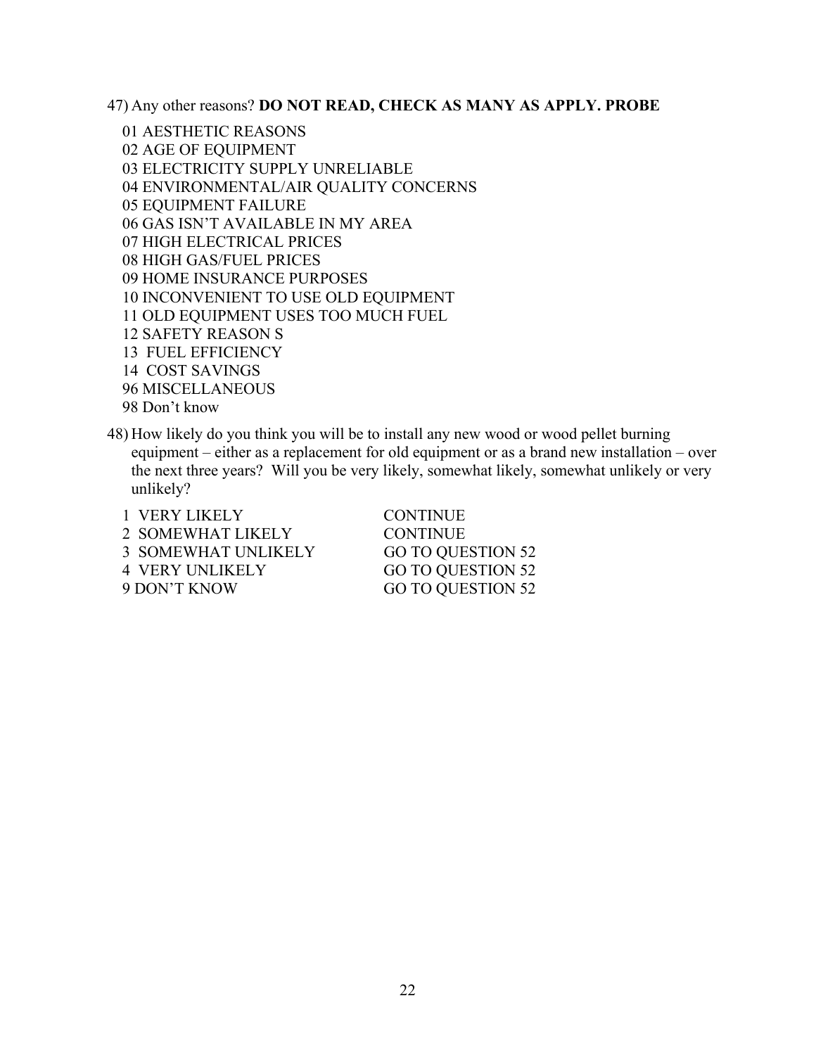47) Any other reasons? **DO NOT READ, CHECK AS MANY AS APPLY. PROBE**

01 AESTHETIC REASONS
02 AGE OF EQUIPMENT
03 ELECTRICITY SUPPLY UNRELIABLE
04 ENVIRONMENTAL/AIR QUALITY CONCERNS
05 EQUIPMENT FAILURE
06 GAS ISN'T AVAILABLE IN MY AREA
07 HIGH ELECTRICAL PRICES
08 HIGH GAS/FUEL PRICES
09 HOME INSURANCE PURPOSES
10 INCONVENIENT TO USE OLD EQUIPMENT
11 OLD EQUIPMENT USES TOO MUCH FUEL
12 SAFETY REASON S
13 FUEL EFFICIENCY
14 COST SAVINGS
96 MISCELLANEOUS
98 Don't know

48) How likely do you think you will be to install any new wood or wood pellet burning equipment – either as a replacement for old equipment or as a brand new installation – over the next three years? Will you be very likely, somewhat likely, somewhat unlikely or very unlikely?

| | |
|---|---|
| 1 VERY LIKELY | CONTINUE |
| 2 SOMEWHAT LIKELY | CONTINUE |
| 3 SOMEWHAT UNLIKELY | GO TO QUESTION 52 |
| 4 VERY UNLIKELY | GO TO QUESTION 52 |
| 9 DON'T KNOW | GO TO QUESTION 52 |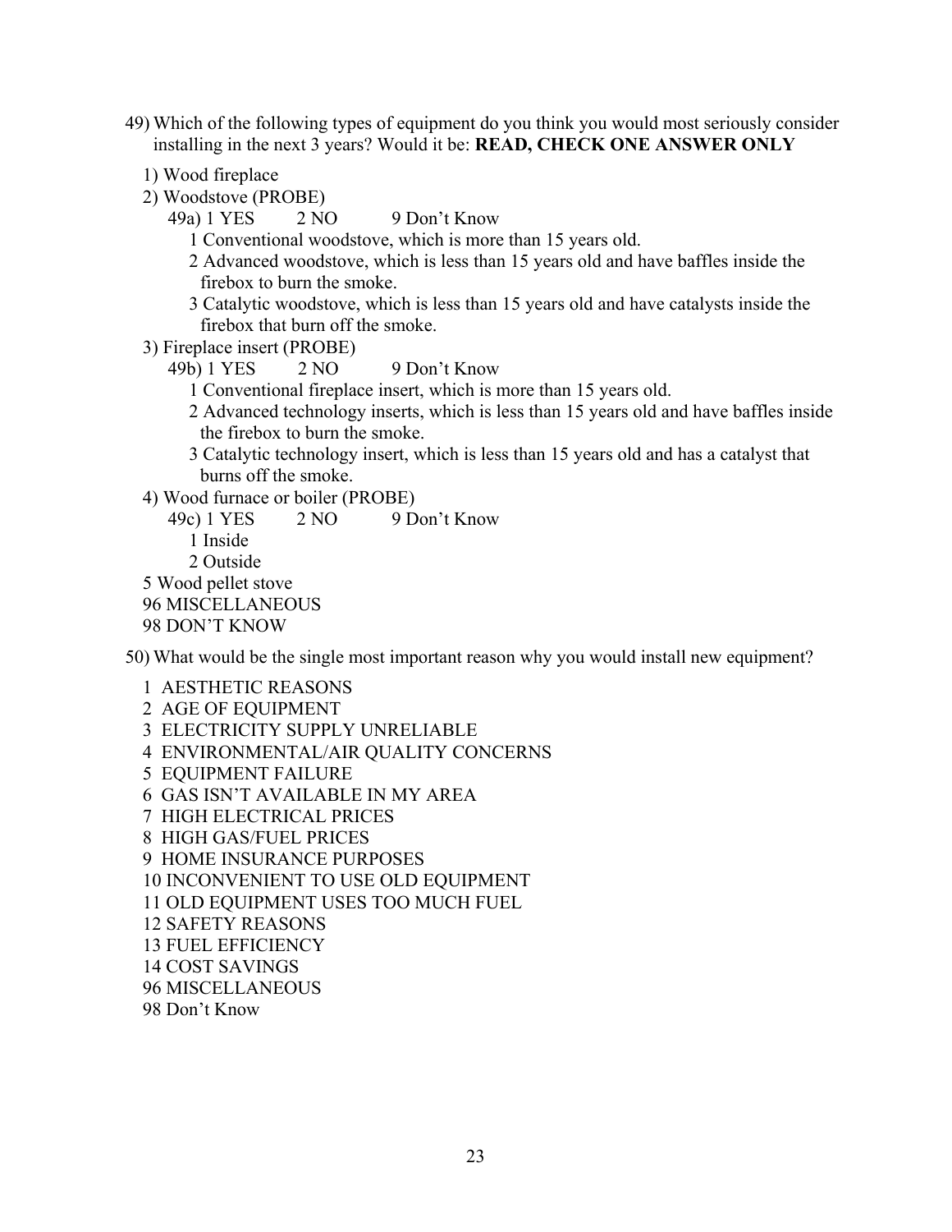49) Which of the following types of equipment do you think you would most seriously consider installing in the next 3 years? Would it be: **READ, CHECK ONE ANSWER ONLY**

1) Wood fireplace
2) Woodstove (PROBE)
   49a) 1 YES    2 NO    9 Don't Know
      1 Conventional woodstove, which is more than 15 years old.
      2 Advanced woodstove, which is less than 15 years old and have baffles inside the firebox to burn the smoke.
      3 Catalytic woodstove, which is less than 15 years old and have catalysts inside the firebox that burn off the smoke.
3) Fireplace insert (PROBE)
   49b) 1 YES    2 NO    9 Don't Know
      1 Conventional fireplace insert, which is more than 15 years old.
      2 Advanced technology inserts, which is less than 15 years old and have baffles inside the firebox to burn the smoke.
      3 Catalytic technology insert, which is less than 15 years old and has a catalyst that burns off the smoke.
4) Wood furnace or boiler (PROBE)
   49c) 1 YES    2 NO    9 Don't Know
      1 Inside
      2 Outside

5 Wood pellet stove
96 MISCELLANEOUS
98 DON'T KNOW

50) What would be the single most important reason why you would install new equipment?

1 AESTHETIC REASONS
2 AGE OF EQUIPMENT
3 ELECTRICITY SUPPLY UNRELIABLE
4 ENVIRONMENTAL/AIR QUALITY CONCERNS
5 EQUIPMENT FAILURE
6 GAS ISN'T AVAILABLE IN MY AREA
7 HIGH ELECTRICAL PRICES
8 HIGH GAS/FUEL PRICES
9 HOME INSURANCE PURPOSES
10 INCONVENIENT TO USE OLD EQUIPMENT
11 OLD EQUIPMENT USES TOO MUCH FUEL
12 SAFETY REASONS
13 FUEL EFFICIENCY
14 COST SAVINGS
96 MISCELLANEOUS
98 Don't Know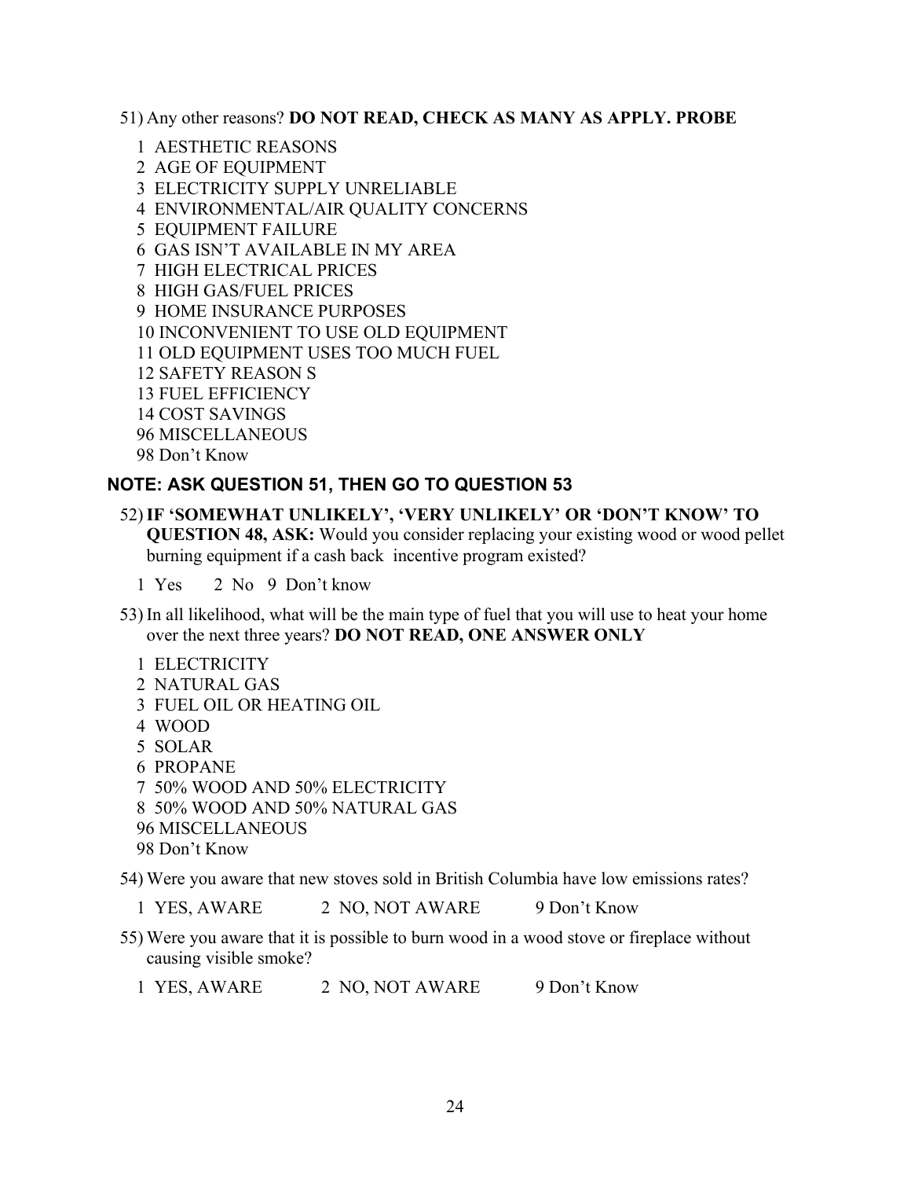51) Any other reasons? **DO NOT READ, CHECK AS MANY AS APPLY. PROBE**

1 AESTHETIC REASONS
2 AGE OF EQUIPMENT
3 ELECTRICITY SUPPLY UNRELIABLE
4 ENVIRONMENTAL/AIR QUALITY CONCERNS
5 EQUIPMENT FAILURE
6 GAS ISN'T AVAILABLE IN MY AREA
7 HIGH ELECTRICAL PRICES
8 HIGH GAS/FUEL PRICES
9 HOME INSURANCE PURPOSES
10 INCONVENIENT TO USE OLD EQUIPMENT
11 OLD EQUIPMENT USES TOO MUCH FUEL
12 SAFETY REASON S
13 FUEL EFFICIENCY
14 COST SAVINGS
96 MISCELLANEOUS
98 Don't Know

**NOTE: ASK QUESTION 51, THEN GO TO QUESTION 53**

52) **IF 'SOMEWHAT UNLIKELY', 'VERY UNLIKELY' OR 'DON'T KNOW' TO QUESTION 48, ASK:** Would you consider replacing your existing wood or wood pellet burning equipment if a cash back incentive program existed?

1 Yes 2 No 9 Don't know

53) In all likelihood, what will be the main type of fuel that you will use to heat your home over the next three years? **DO NOT READ, ONE ANSWER ONLY**

1 ELECTRICITY
2 NATURAL GAS
3 FUEL OIL OR HEATING OIL
4 WOOD
5 SOLAR
6 PROPANE
7 50% WOOD AND 50% ELECTRICITY
8 50% WOOD AND 50% NATURAL GAS
96 MISCELLANEOUS
98 Don't Know

54) Were you aware that new stoves sold in British Columbia have low emissions rates?

1 YES, AWARE 2 NO, NOT AWARE 9 Don't Know

55) Were you aware that it is possible to burn wood in a wood stove or fireplace without causing visible smoke?

1 YES, AWARE 2 NO, NOT AWARE 9 Don't Know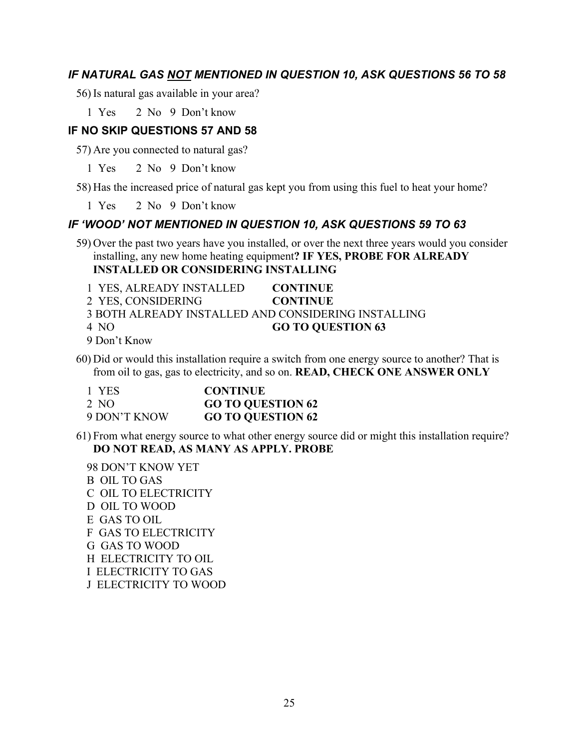***IF NATURAL GAS <u>NOT</u> MENTIONED IN QUESTION 10, ASK QUESTIONS 56 TO 58***

56) Is natural gas available in your area?

1 Yes    2 No   9 Don't know

**IF NO SKIP QUESTIONS 57 AND 58**

57) Are you connected to natural gas?

1 Yes    2 No   9 Don't know

58) Has the increased price of natural gas kept you from using this fuel to heat your home?

1 Yes    2 No   9 Don't know

***IF 'WOOD' NOT MENTIONED IN QUESTION 10, ASK QUESTIONS 59 TO 63***

59) Over the past two years have you installed, or over the next three years would you consider installing, any new home heating equipment**? IF YES, PROBE FOR ALREADY INSTALLED OR CONSIDERING INSTALLING**

1 YES, ALREADY INSTALLED    **CONTINUE**
2 YES, CONSIDERING    **CONTINUE**
3 BOTH ALREADY INSTALLED AND CONSIDERING INSTALLING
4 NO    **GO TO QUESTION 63**
9 Don't Know

60) Did or would this installation require a switch from one energy source to another? That is from oil to gas, gas to electricity, and so on. **READ, CHECK ONE ANSWER ONLY**

1 YES    **CONTINUE**
2 NO    **GO TO QUESTION 62**
9 DON'T KNOW    **GO TO QUESTION 62**

61) From what energy source to what other energy source did or might this installation require? **DO NOT READ, AS MANY AS APPLY. PROBE**

98 DON'T KNOW YET
B OIL TO GAS
C OIL TO ELECTRICITY
D OIL TO WOOD
E GAS TO OIL
F GAS TO ELECTRICITY
G GAS TO WOOD
H ELECTRICITY TO OIL
I ELECTRICITY TO GAS
J ELECTRICITY TO WOOD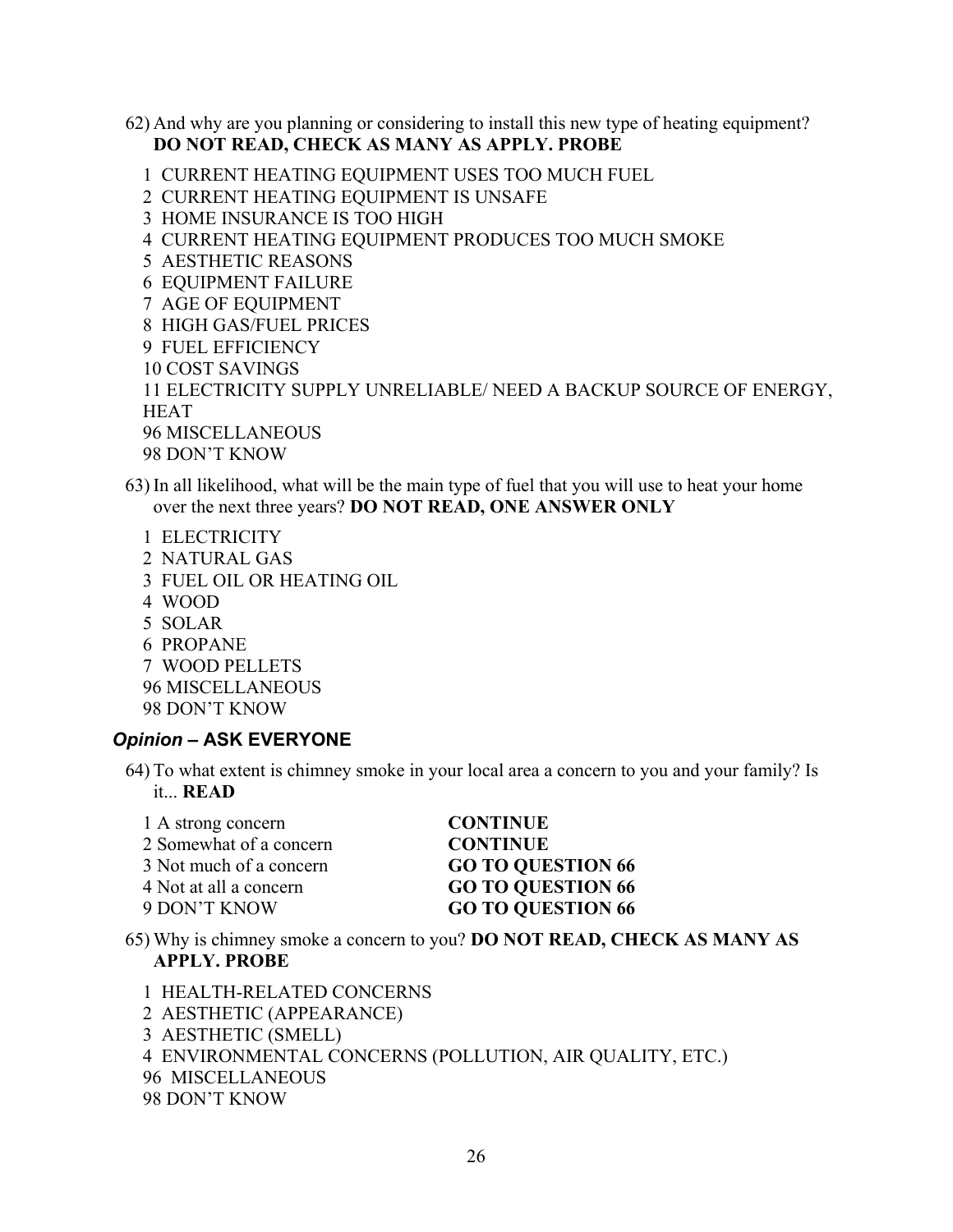62) And why are you planning or considering to install this new type of heating equipment? **DO NOT READ, CHECK AS MANY AS APPLY. PROBE**

1 CURRENT HEATING EQUIPMENT USES TOO MUCH FUEL
2 CURRENT HEATING EQUIPMENT IS UNSAFE
3 HOME INSURANCE IS TOO HIGH
4 CURRENT HEATING EQUIPMENT PRODUCES TOO MUCH SMOKE
5 AESTHETIC REASONS
6 EQUIPMENT FAILURE
7 AGE OF EQUIPMENT
8 HIGH GAS/FUEL PRICES
9 FUEL EFFICIENCY
10 COST SAVINGS
11 ELECTRICITY SUPPLY UNRELIABLE/ NEED A BACKUP SOURCE OF ENERGY, HEAT
96 MISCELLANEOUS
98 DON'T KNOW

63) In all likelihood, what will be the main type of fuel that you will use to heat your home over the next three years? **DO NOT READ, ONE ANSWER ONLY**

1 ELECTRICITY
2 NATURAL GAS
3 FUEL OIL OR HEATING OIL
4 WOOD
5 SOLAR
6 PROPANE
7 WOOD PELLETS
96 MISCELLANEOUS
98 DON'T KNOW

### *Opinion* – ASK EVERYONE

64) To what extent is chimney smoke in your local area a concern to you and your family? Is it... **READ**

| | |
|---|---|
| 1 A strong concern | **CONTINUE** |
| 2 Somewhat of a concern | **CONTINUE** |
| 3 Not much of a concern | **GO TO QUESTION 66** |
| 4 Not at all a concern | **GO TO QUESTION 66** |
| 9 DON'T KNOW | **GO TO QUESTION 66** |

65) Why is chimney smoke a concern to you? **DO NOT READ, CHECK AS MANY AS APPLY. PROBE**

1 HEALTH-RELATED CONCERNS
2 AESTHETIC (APPEARANCE)
3 AESTHETIC (SMELL)
4 ENVIRONMENTAL CONCERNS (POLLUTION, AIR QUALITY, ETC.)
96 MISCELLANEOUS
98 DON'T KNOW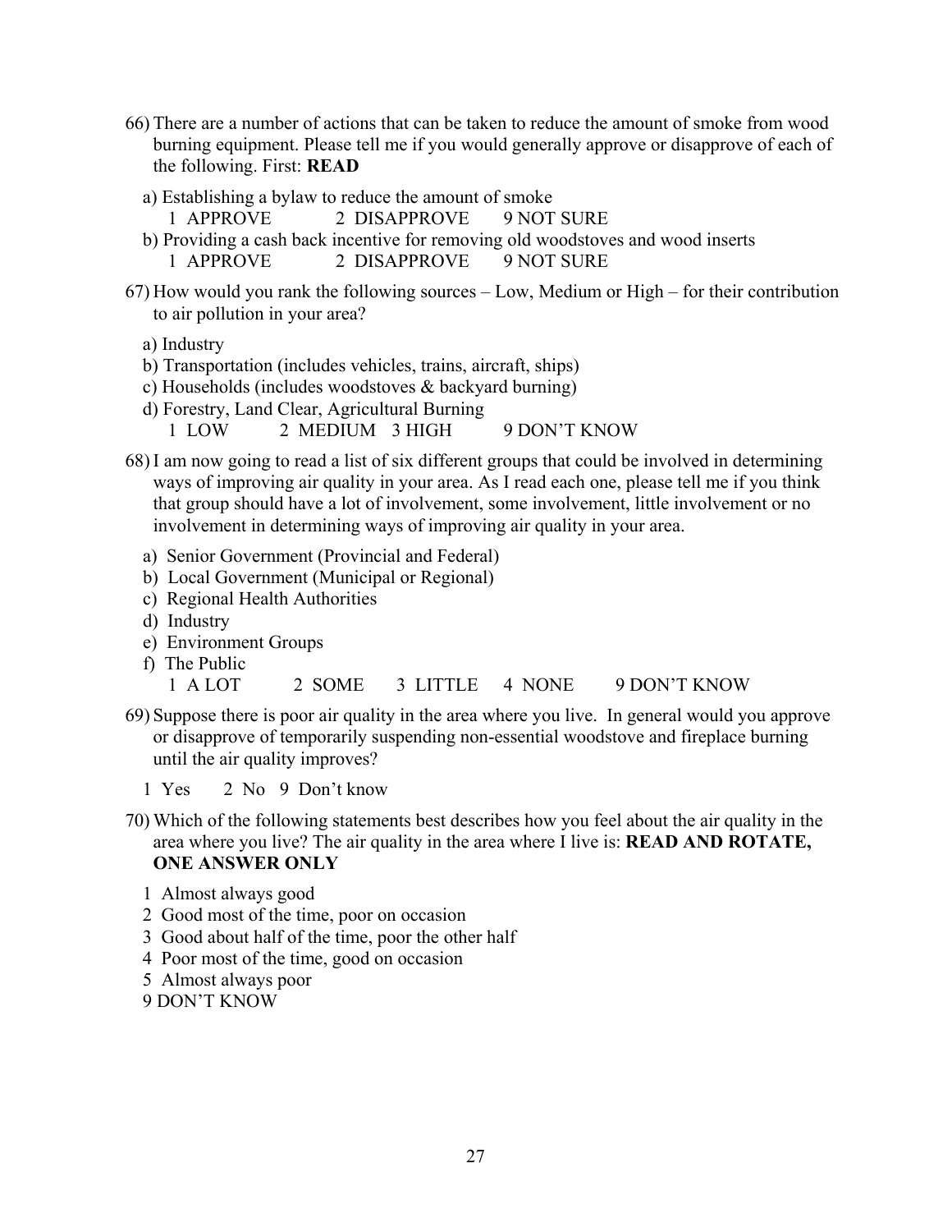66) There are a number of actions that can be taken to reduce the amount of smoke from wood burning equipment. Please tell me if you would generally approve or disapprove of each of the following. First: **READ**

   a) Establishing a bylaw to reduce the amount of smoke
      1 APPROVE 2 DISAPPROVE 9 NOT SURE
   b) Providing a cash back incentive for removing old woodstoves and wood inserts
      1 APPROVE 2 DISAPPROVE 9 NOT SURE

67) How would you rank the following sources – Low, Medium or High – for their contribution to air pollution in your area?

   a) Industry
   b) Transportation (includes vehicles, trains, aircraft, ships)
   c) Households (includes woodstoves & backyard burning)
   d) Forestry, Land Clear, Agricultural Burning
      1 LOW 2 MEDIUM 3 HIGH 9 DON'T KNOW

68) I am now going to read a list of six different groups that could be involved in determining ways of improving air quality in your area. As I read each one, please tell me if you think that group should have a lot of involvement, some involvement, little involvement or no involvement in determining ways of improving air quality in your area.

   a) Senior Government (Provincial and Federal)
   b) Local Government (Municipal or Regional)
   c) Regional Health Authorities
   d) Industry
   e) Environment Groups
   f) The Public
      1 A LOT 2 SOME 3 LITTLE 4 NONE 9 DON'T KNOW

69) Suppose there is poor air quality in the area where you live. In general would you approve or disapprove of temporarily suspending non-essential woodstove and fireplace burning until the air quality improves?

   1 Yes 2 No 9 Don't know

70) Which of the following statements best describes how you feel about the air quality in the area where you live? The air quality in the area where I live is: **READ AND ROTATE, ONE ANSWER ONLY**

   1 Almost always good
   2 Good most of the time, poor on occasion
   3 Good about half of the time, poor the other half
   4 Poor most of the time, good on occasion
   5 Almost always poor
   9 DON'T KNOW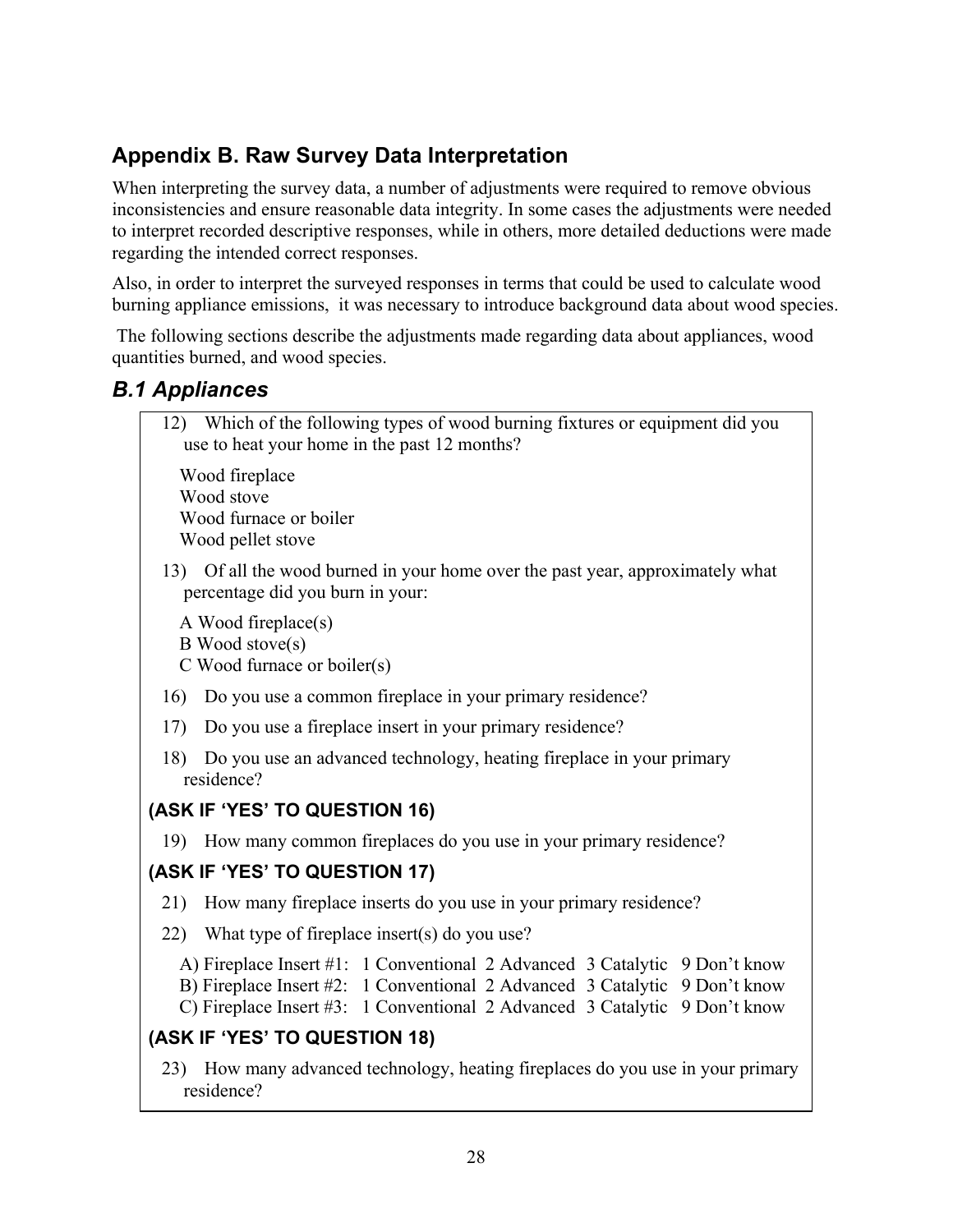## Appendix B. Raw Survey Data Interpretation

When interpreting the survey data, a number of adjustments were required to remove obvious inconsistencies and ensure reasonable data integrity. In some cases the adjustments were needed to interpret recorded descriptive responses, while in others, more detailed deductions were made regarding the intended correct responses.

Also, in order to interpret the surveyed responses in terms that could be used to calculate wood burning appliance emissions, it was necessary to introduce background data about wood species.

The following sections describe the adjustments made regarding data about appliances, wood quantities burned, and wood species.

### *B.1 Appliances*

12) Which of the following types of wood burning fixtures or equipment did you use to heat your home in the past 12 months?

Wood fireplace
Wood stove
Wood furnace or boiler
Wood pellet stove

13) Of all the wood burned in your home over the past year, approximately what percentage did you burn in your:

A Wood fireplace(s)
B Wood stove(s)
C Wood furnace or boiler(s)

16) Do you use a common fireplace in your primary residence?

17) Do you use a fireplace insert in your primary residence?

18) Do you use an advanced technology, heating fireplace in your primary residence?

**(ASK IF 'YES' TO QUESTION 16)**

19) How many common fireplaces do you use in your primary residence?

**(ASK IF 'YES' TO QUESTION 17)**

21) How many fireplace inserts do you use in your primary residence?

22) What type of fireplace insert(s) do you use?

A) Fireplace Insert #1: 1 Conventional 2 Advanced 3 Catalytic 9 Don't know
B) Fireplace Insert #2: 1 Conventional 2 Advanced 3 Catalytic 9 Don't know
C) Fireplace Insert #3: 1 Conventional 2 Advanced 3 Catalytic 9 Don't know

**(ASK IF 'YES' TO QUESTION 18)**

23) How many advanced technology, heating fireplaces do you use in your primary residence?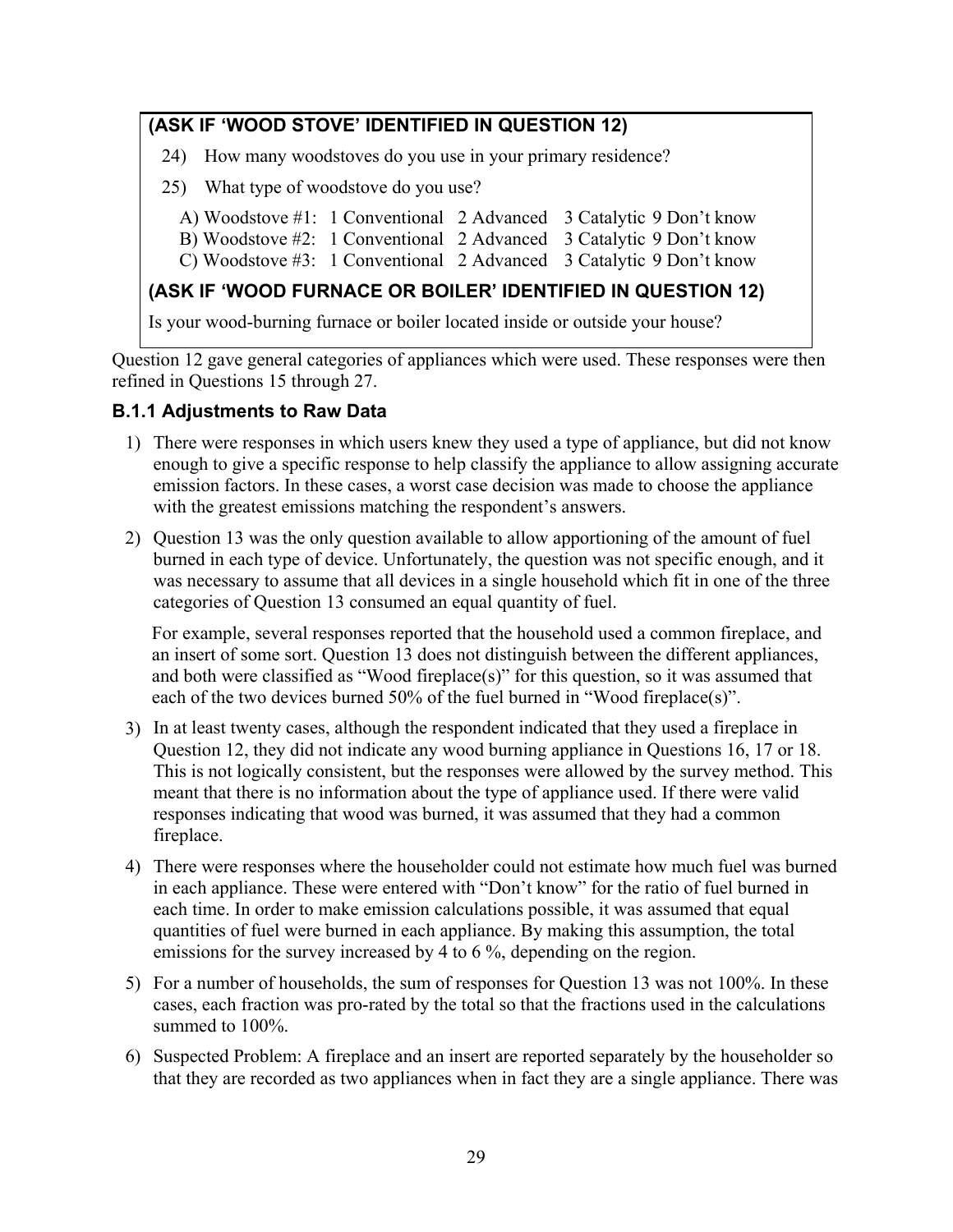**(ASK IF 'WOOD STOVE' IDENTIFIED IN QUESTION 12)**

24) How many woodstoves do you use in your primary residence?

25) What type of woodstove do you use?

A) Woodstove #1: 1 Conventional 2 Advanced 3 Catalytic 9 Don't know
B) Woodstove #2: 1 Conventional 2 Advanced 3 Catalytic 9 Don't know
C) Woodstove #3: 1 Conventional 2 Advanced 3 Catalytic 9 Don't know

**(ASK IF 'WOOD FURNACE OR BOILER' IDENTIFIED IN QUESTION 12)**

Is your wood-burning furnace or boiler located inside or outside your house?

Question 12 gave general categories of appliances which were used. These responses were then refined in Questions 15 through 27.

### B.1.1 Adjustments to Raw Data

1) There were responses in which users knew they used a type of appliance, but did not know enough to give a specific response to help classify the appliance to allow assigning accurate emission factors. In these cases, a worst case decision was made to choose the appliance with the greatest emissions matching the respondent's answers.

2) Question 13 was the only question available to allow apportioning of the amount of fuel burned in each type of device. Unfortunately, the question was not specific enough, and it was necessary to assume that all devices in a single household which fit in one of the three categories of Question 13 consumed an equal quantity of fuel.

   For example, several responses reported that the household used a common fireplace, and an insert of some sort. Question 13 does not distinguish between the different appliances, and both were classified as "Wood fireplace(s)" for this question, so it was assumed that each of the two devices burned 50% of the fuel burned in "Wood fireplace(s)".

3) In at least twenty cases, although the respondent indicated that they used a fireplace in Question 12, they did not indicate any wood burning appliance in Questions 16, 17 or 18. This is not logically consistent, but the responses were allowed by the survey method. This meant that there is no information about the type of appliance used. If there were valid responses indicating that wood was burned, it was assumed that they had a common fireplace.

4) There were responses where the householder could not estimate how much fuel was burned in each appliance. These were entered with "Don't know" for the ratio of fuel burned in each time. In order to make emission calculations possible, it was assumed that equal quantities of fuel were burned in each appliance. By making this assumption, the total emissions for the survey increased by 4 to 6 %, depending on the region.

5) For a number of households, the sum of responses for Question 13 was not 100%. In these cases, each fraction was pro-rated by the total so that the fractions used in the calculations summed to 100%.

6) Suspected Problem: A fireplace and an insert are reported separately by the householder so that they are recorded as two appliances when in fact they are a single appliance. There was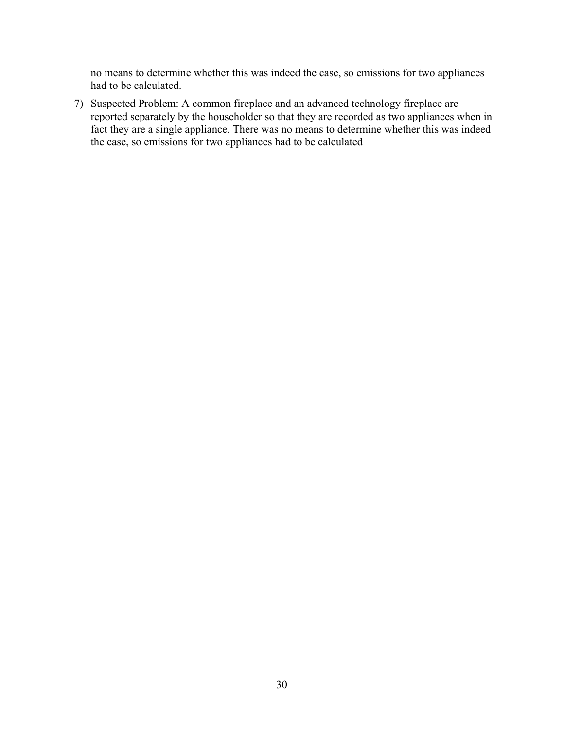no means to determine whether this was indeed the case, so emissions for two appliances had to be calculated.

7) Suspected Problem: A common fireplace and an advanced technology fireplace are reported separately by the householder so that they are recorded as two appliances when in fact they are a single appliance. There was no means to determine whether this was indeed the case, so emissions for two appliances had to be calculated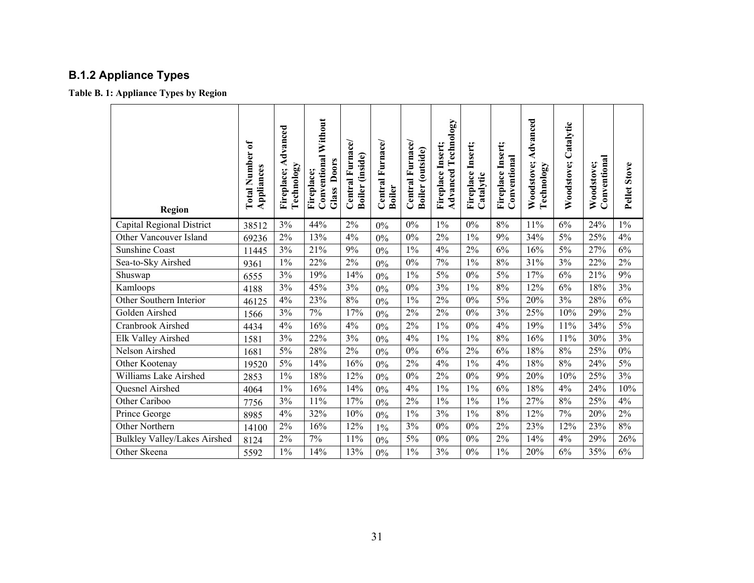## B.1.2 Appliance Types

**Table B. 1: Appliance Types by Region**

| Region | Total Number of Appliances | Fireplace; Advanced Technology | Fireplace; Conventional Without Glass Doors | Central Furnace/ Boiler (inside) | Central Furnace/ Boiler | Central Furnace/ Boiler (outside) | Fireplace Insert; Advanced Technology | Fireplace Insert; Catalytic | Fireplace Insert; Conventional | Woodstove; Advanced Technology | Woodstove; Catalytic | Woodstove; Conventional | Pellet Stove |
|---|---|---|---|---|---|---|---|---|---|---|---|---|---|
| Capital Regional District | 38512 | 3% | 44% | 2% | 0% | 0% | 1% | 0% | 8% | 11% | 6% | 24% | 1% |
| Other Vancouver Island | 69236 | 2% | 13% | 4% | 0% | 0% | 2% | 1% | 9% | 34% | 5% | 25% | 4% |
| Sunshine Coast | 11445 | 3% | 21% | 9% | 0% | 1% | 4% | 2% | 6% | 16% | 5% | 27% | 6% |
| Sea-to-Sky Airshed | 9361 | 1% | 22% | 2% | 0% | 0% | 7% | 1% | 8% | 31% | 3% | 22% | 2% |
| Shuswap | 6555 | 3% | 19% | 14% | 0% | 1% | 5% | 0% | 5% | 17% | 6% | 21% | 9% |
| Kamloops | 4188 | 3% | 45% | 3% | 0% | 0% | 3% | 1% | 8% | 12% | 6% | 18% | 3% |
| Other Southern Interior | 46125 | 4% | 23% | 8% | 0% | 1% | 2% | 0% | 5% | 20% | 3% | 28% | 6% |
| Golden Airshed | 1566 | 3% | 7% | 17% | 0% | 2% | 2% | 0% | 3% | 25% | 10% | 29% | 2% |
| Cranbrook Airshed | 4434 | 4% | 16% | 4% | 0% | 2% | 1% | 0% | 4% | 19% | 11% | 34% | 5% |
| Elk Valley Airshed | 1581 | 3% | 22% | 3% | 0% | 4% | 1% | 1% | 8% | 16% | 11% | 30% | 3% |
| Nelson Airshed | 1681 | 5% | 28% | 2% | 0% | 0% | 6% | 2% | 6% | 18% | 8% | 25% | 0% |
| Other Kootenay | 19520 | 5% | 14% | 16% | 0% | 2% | 4% | 1% | 4% | 18% | 8% | 24% | 5% |
| Williams Lake Airshed | 2853 | 1% | 18% | 12% | 0% | 0% | 2% | 0% | 9% | 20% | 10% | 25% | 3% |
| Quesnel Airshed | 4064 | 1% | 16% | 14% | 0% | 4% | 1% | 1% | 6% | 18% | 4% | 24% | 10% |
| Other Cariboo | 7756 | 3% | 11% | 17% | 0% | 2% | 1% | 1% | 1% | 27% | 8% | 25% | 4% |
| Prince George | 8985 | 4% | 32% | 10% | 0% | 1% | 3% | 1% | 8% | 12% | 7% | 20% | 2% |
| Other Northern | 14100 | 2% | 16% | 12% | 1% | 3% | 0% | 0% | 2% | 23% | 12% | 23% | 8% |
| Bulkley Valley/Lakes Airshed | 8124 | 2% | 7% | 11% | 0% | 5% | 0% | 0% | 2% | 14% | 4% | 29% | 26% |
| Other Skeena | 5592 | 1% | 14% | 13% | 0% | 1% | 3% | 0% | 1% | 20% | 6% | 35% | 6% |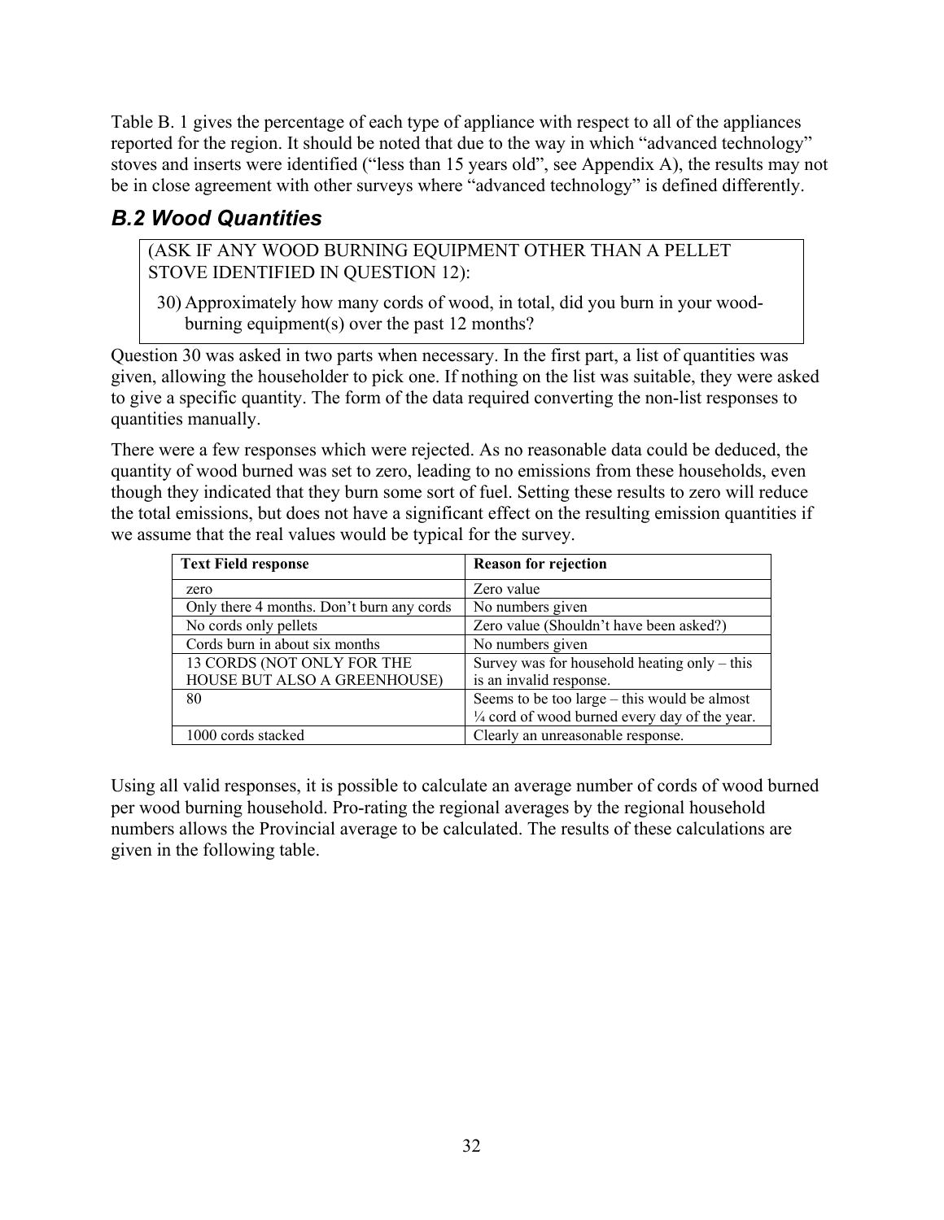Table B. 1 gives the percentage of each type of appliance with respect to all of the appliances reported for the region. It should be noted that due to the way in which "advanced technology" stoves and inserts were identified ("less than 15 years old", see Appendix A), the results may not be in close agreement with other surveys where "advanced technology" is defined differently.

## *B.2 Wood Quantities*

> (ASK IF ANY WOOD BURNING EQUIPMENT OTHER THAN A PELLET STOVE IDENTIFIED IN QUESTION 12):
>
> 30) Approximately how many cords of wood, in total, did you burn in your wood-burning equipment(s) over the past 12 months?

Question 30 was asked in two parts when necessary. In the first part, a list of quantities was given, allowing the householder to pick one. If nothing on the list was suitable, they were asked to give a specific quantity. The form of the data required converting the non-list responses to quantities manually.

There were a few responses which were rejected. As no reasonable data could be deduced, the quantity of wood burned was set to zero, leading to no emissions from these households, even though they indicated that they burn some sort of fuel. Setting these results to zero will reduce the total emissions, but does not have a significant effect on the resulting emission quantities if we assume that the real values would be typical for the survey.

| Text Field response | Reason for rejection |
|---|---|
| zero | Zero value |
| Only there 4 months. Don't burn any cords | No numbers given |
| No cords only pellets | Zero value (Shouldn't have been asked?) |
| Cords burn in about six months | No numbers given |
| 13 CORDS (NOT ONLY FOR THE HOUSE BUT ALSO A GREENHOUSE) | Survey was for household heating only – this is an invalid response. |
| 80 | Seems to be too large – this would be almost ¼ cord of wood burned every day of the year. |
| 1000 cords stacked | Clearly an unreasonable response. |

Using all valid responses, it is possible to calculate an average number of cords of wood burned per wood burning household. Pro-rating the regional averages by the regional household numbers allows the Provincial average to be calculated. The results of these calculations are given in the following table.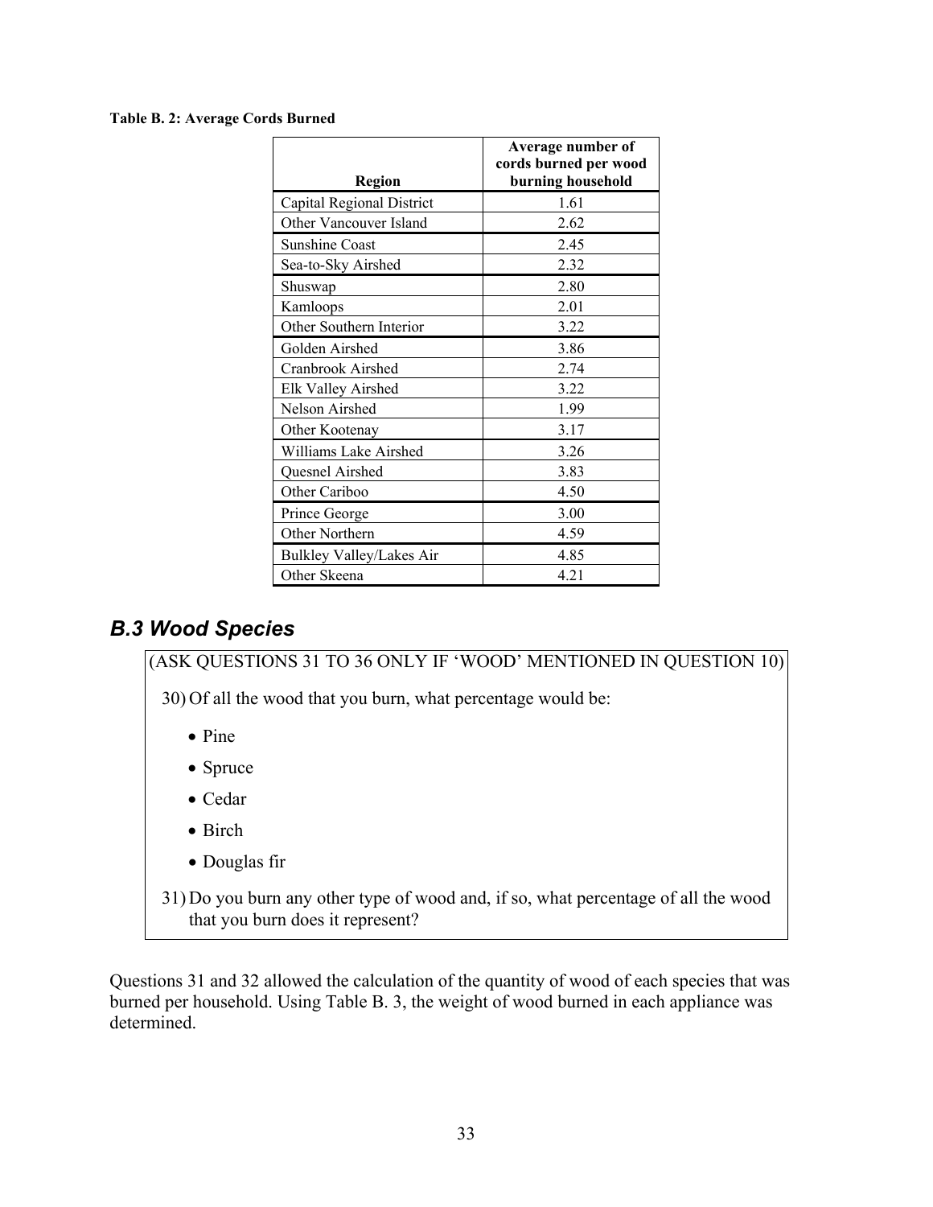**Table B. 2: Average Cords Burned**

| Region | Average number of cords burned per wood burning household |
|---|---|
| Capital Regional District | 1.61 |
| Other Vancouver Island | 2.62 |
| Sunshine Coast | 2.45 |
| Sea-to-Sky Airshed | 2.32 |
| Shuswap | 2.80 |
| Kamloops | 2.01 |
| Other Southern Interior | 3.22 |
| Golden Airshed | 3.86 |
| Cranbrook Airshed | 2.74 |
| Elk Valley Airshed | 3.22 |
| Nelson Airshed | 1.99 |
| Other Kootenay | 3.17 |
| Williams Lake Airshed | 3.26 |
| Quesnel Airshed | 3.83 |
| Other Cariboo | 4.50 |
| Prince George | 3.00 |
| Other Northern | 4.59 |
| Bulkley Valley/Lakes Air | 4.85 |
| Other Skeena | 4.21 |

## *B.3 Wood Species*

(ASK QUESTIONS 31 TO 36 ONLY IF 'WOOD' MENTIONED IN QUESTION 10)

30) Of all the wood that you burn, what percentage would be:

- Pine
- Spruce
- Cedar
- Birch
- Douglas fir

31) Do you burn any other type of wood and, if so, what percentage of all the wood that you burn does it represent?

Questions 31 and 32 allowed the calculation of the quantity of wood of each species that was burned per household. Using Table B. 3, the weight of wood burned in each appliance was determined.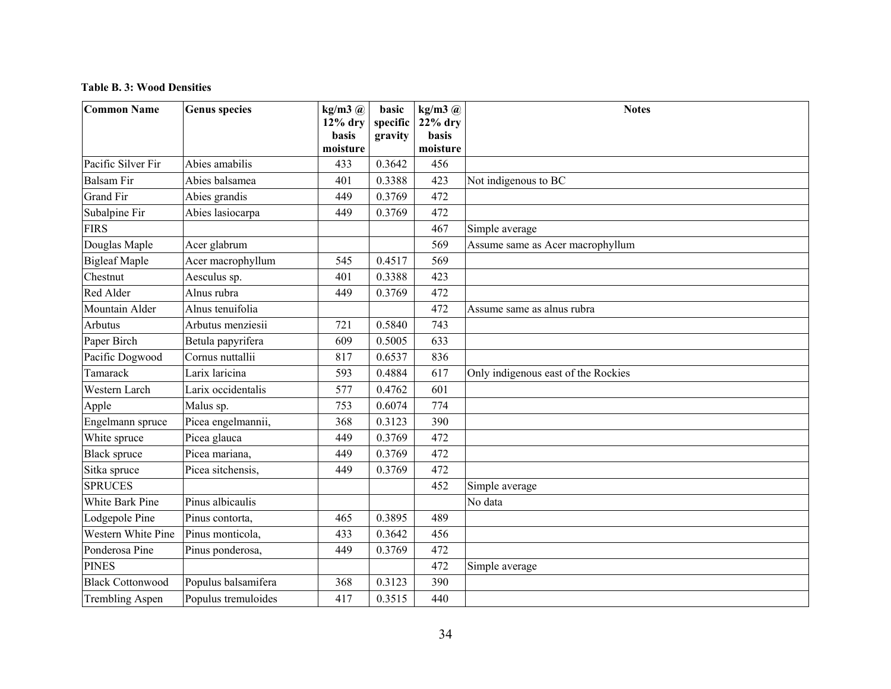**Table B. 3: Wood Densities**

| Common Name | Genus species | kg/m3 @ 12% dry basis moisture | basic specific gravity | kg/m3 @ 22% dry basis moisture | Notes |
|---|---|---|---|---|---|
| Pacific Silver Fir | Abies amabilis | 433 | 0.3642 | 456 | |
| Balsam Fir | Abies balsamea | 401 | 0.3388 | 423 | Not indigenous to BC |
| Grand Fir | Abies grandis | 449 | 0.3769 | 472 | |
| Subalpine Fir | Abies lasiocarpa | 449 | 0.3769 | 472 | |
| FIRS | | | | 467 | Simple average |
| Douglas Maple | Acer glabrum | | | 569 | Assume same as Acer macrophyllum |
| Bigleaf Maple | Acer macrophyllum | 545 | 0.4517 | 569 | |
| Chestnut | Aesculus sp. | 401 | 0.3388 | 423 | |
| Red Alder | Alnus rubra | 449 | 0.3769 | 472 | |
| Mountain Alder | Alnus tenuifolia | | | 472 | Assume same as alnus rubra |
| Arbutus | Arbutus menziesii | 721 | 0.5840 | 743 | |
| Paper Birch | Betula papyrifera | 609 | 0.5005 | 633 | |
| Pacific Dogwood | Cornus nuttallii | 817 | 0.6537 | 836 | |
| Tamarack | Larix laricina | 593 | 0.4884 | 617 | Only indigenous east of the Rockies |
| Western Larch | Larix occidentalis | 577 | 0.4762 | 601 | |
| Apple | Malus sp. | 753 | 0.6074 | 774 | |
| Engelmann spruce | Picea engelmannii, | 368 | 0.3123 | 390 | |
| White spruce | Picea glauca | 449 | 0.3769 | 472 | |
| Black spruce | Picea mariana, | 449 | 0.3769 | 472 | |
| Sitka spruce | Picea sitchensis, | 449 | 0.3769 | 472 | |
| SPRUCES | | | | 452 | Simple average |
| White Bark Pine | Pinus albicaulis | | | | No data |
| Lodgepole Pine | Pinus contorta, | 465 | 0.3895 | 489 | |
| Western White Pine | Pinus monticola, | 433 | 0.3642 | 456 | |
| Ponderosa Pine | Pinus ponderosa, | 449 | 0.3769 | 472 | |
| PINES | | | | 472 | Simple average |
| Black Cottonwood | Populus balsamifera | 368 | 0.3123 | 390 | |
| Trembling Aspen | Populus tremuloides | 417 | 0.3515 | 440 | |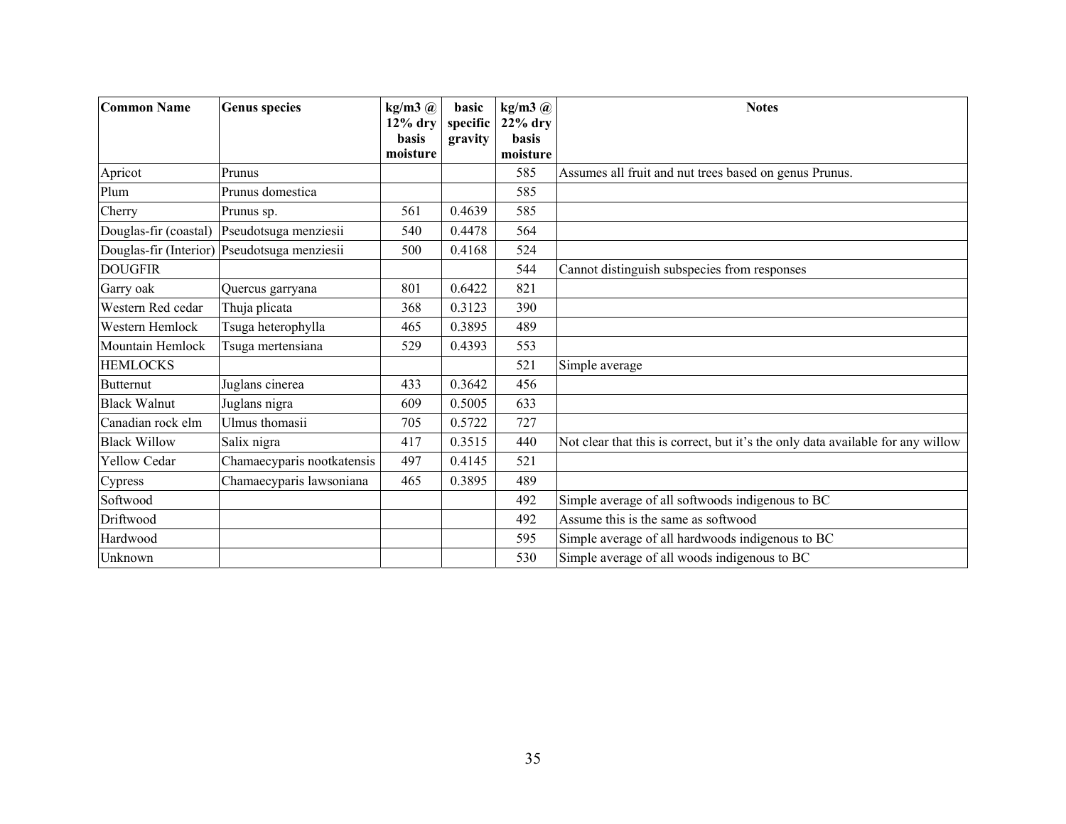| Common Name | Genus species | kg/m3 @ 12% dry basis moisture | basic specific gravity | kg/m3 @ 22% dry basis moisture | Notes |
|---|---|---|---|---|---|
| Apricot | Prunus | | | 585 | Assumes all fruit and nut trees based on genus Prunus. |
| Plum | Prunus domestica | | | 585 | |
| Cherry | Prunus sp. | 561 | 0.4639 | 585 | |
| Douglas-fir (coastal) | Pseudotsuga menziesii | 540 | 0.4478 | 564 | |
| Douglas-fir (Interior) | Pseudotsuga menziesii | 500 | 0.4168 | 524 | |
| DOUGFIR | | | | 544 | Cannot distinguish subspecies from responses |
| Garry oak | Quercus garryana | 801 | 0.6422 | 821 | |
| Western Red cedar | Thuja plicata | 368 | 0.3123 | 390 | |
| Western Hemlock | Tsuga heterophylla | 465 | 0.3895 | 489 | |
| Mountain Hemlock | Tsuga mertensiana | 529 | 0.4393 | 553 | |
| HEMLOCKS | | | | 521 | Simple average |
| Butternut | Juglans cinerea | 433 | 0.3642 | 456 | |
| Black Walnut | Juglans nigra | 609 | 0.5005 | 633 | |
| Canadian rock elm | Ulmus thomasii | 705 | 0.5722 | 727 | |
| Black Willow | Salix nigra | 417 | 0.3515 | 440 | Not clear that this is correct, but it's the only data available for any willow |
| Yellow Cedar | Chamaecyparis nootkatensis | 497 | 0.4145 | 521 | |
| Cypress | Chamaecyparis lawsoniana | 465 | 0.3895 | 489 | |
| Softwood | | | | 492 | Simple average of all softwoods indigenous to BC |
| Driftwood | | | | 492 | Assume this is the same as softwood |
| Hardwood | | | | 595 | Simple average of all hardwoods indigenous to BC |
| Unknown | | | | 530 | Simple average of all woods indigenous to BC |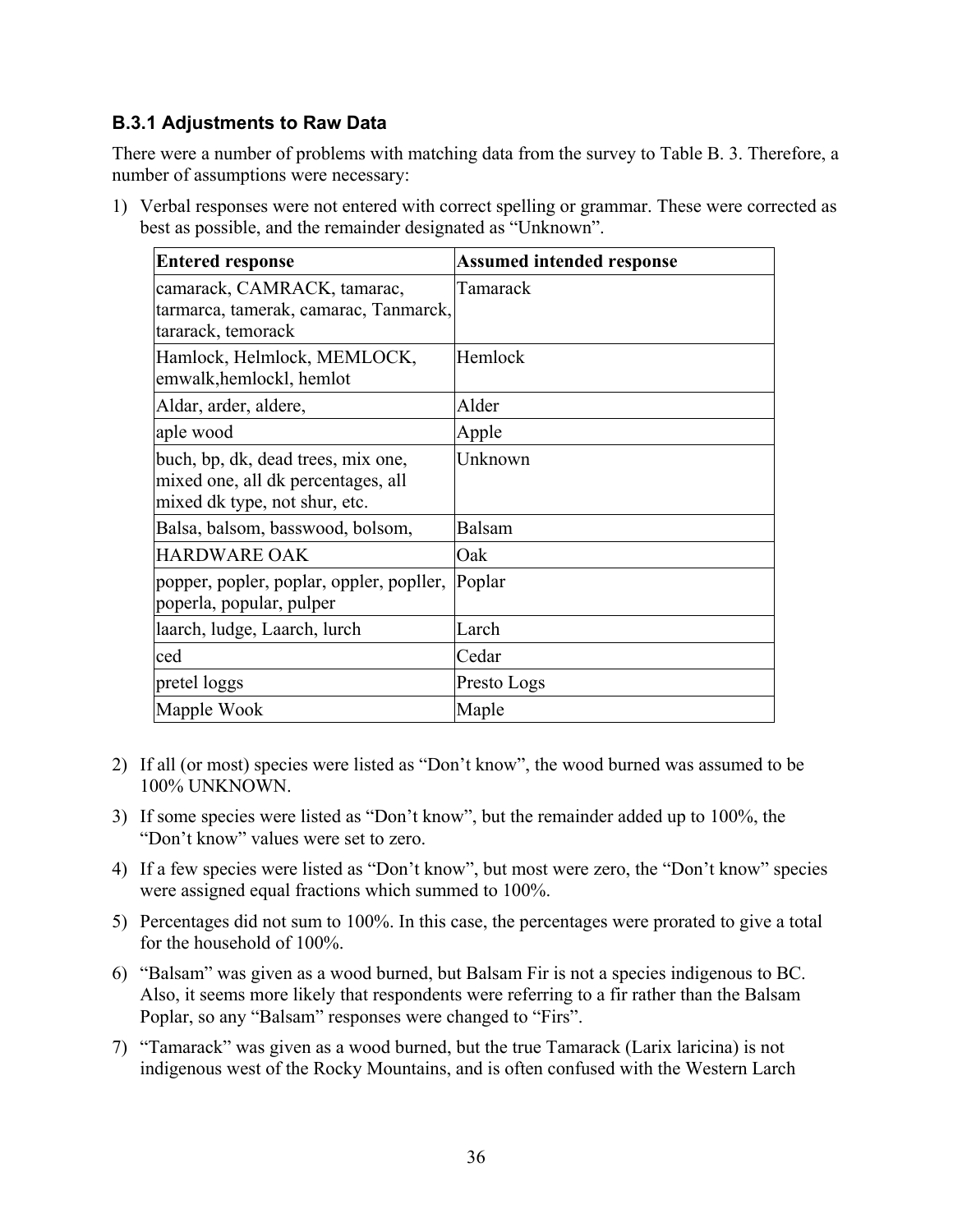### B.3.1 Adjustments to Raw Data

There were a number of problems with matching data from the survey to Table B. 3. Therefore, a number of assumptions were necessary:

1) Verbal responses were not entered with correct spelling or grammar. These were corrected as best as possible, and the remainder designated as "Unknown".

| Entered response | Assumed intended response |
|---|---|
| camarack, CAMRACK, tamarac, tarmarca, tamerak, camarac, Tanmarck, tararack, temorack | Tamarack |
| Hamlock, Helmlock, MEMLOCK, emwalk,hemlockl, hemlot | Hemlock |
| Aldar, arder, aldere, | Alder |
| aple wood | Apple |
| buch, bp, dk, dead trees, mix one, mixed one, all dk percentages, all mixed dk type, not shur, etc. | Unknown |
| Balsa, balsom, basswood, bolsom, | Balsam |
| HARDWARE OAK | Oak |
| popper, popler, poplar, oppler, popller, poperla, popular, pulper | Poplar |
| laarch, ludge, Laarch, lurch | Larch |
| ced | Cedar |
| pretel loggs | Presto Logs |
| Mapple Wook | Maple |

2) If all (or most) species were listed as "Don't know", the wood burned was assumed to be 100% UNKNOWN.
3) If some species were listed as "Don't know", but the remainder added up to 100%, the "Don't know" values were set to zero.
4) If a few species were listed as "Don't know", but most were zero, the "Don't know" species were assigned equal fractions which summed to 100%.
5) Percentages did not sum to 100%. In this case, the percentages were prorated to give a total for the household of 100%.
6) "Balsam" was given as a wood burned, but Balsam Fir is not a species indigenous to BC. Also, it seems more likely that respondents were referring to a fir rather than the Balsam Poplar, so any "Balsam" responses were changed to "Firs".
7) "Tamarack" was given as a wood burned, but the true Tamarack (Larix laricina) is not indigenous west of the Rocky Mountains, and is often confused with the Western Larch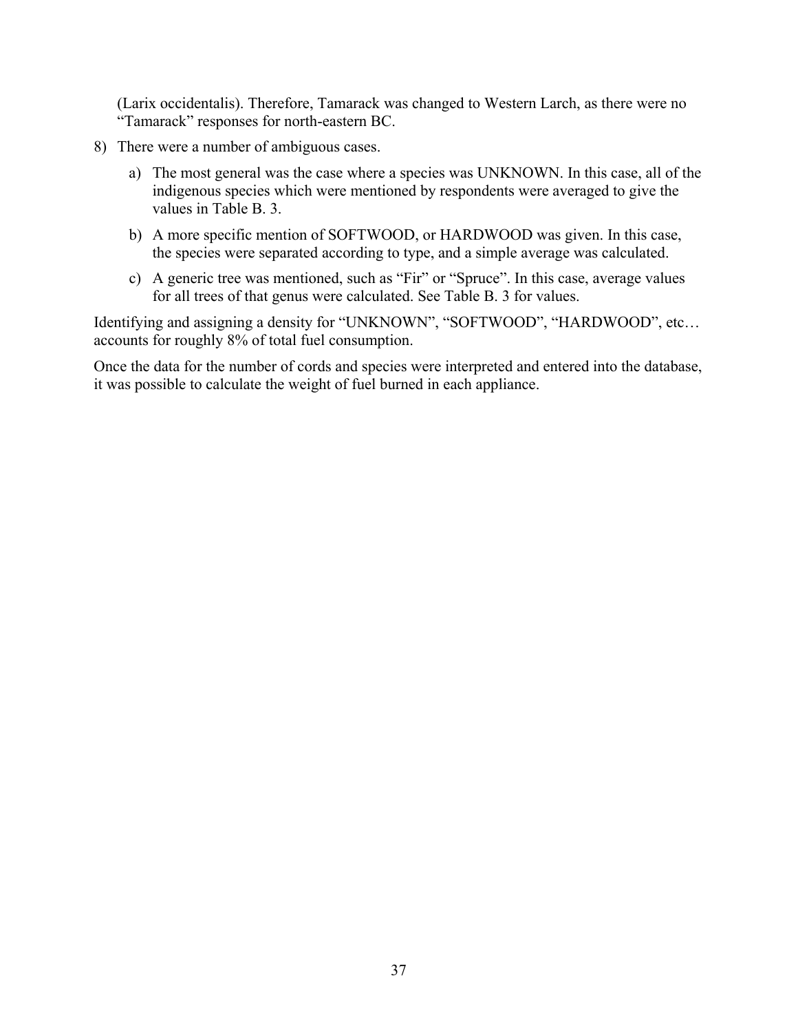(Larix occidentalis). Therefore, Tamarack was changed to Western Larch, as there were no "Tamarack" responses for north-eastern BC.

8) There were a number of ambiguous cases.

   a) The most general was the case where a species was UNKNOWN. In this case, all of the indigenous species which were mentioned by respondents were averaged to give the values in Table B. 3.

   b) A more specific mention of SOFTWOOD, or HARDWOOD was given. In this case, the species were separated according to type, and a simple average was calculated.

   c) A generic tree was mentioned, such as "Fir" or "Spruce". In this case, average values for all trees of that genus were calculated. See Table B. 3 for values.

Identifying and assigning a density for "UNKNOWN", "SOFTWOOD", "HARDWOOD", etc… accounts for roughly 8% of total fuel consumption.

Once the data for the number of cords and species were interpreted and entered into the database, it was possible to calculate the weight of fuel burned in each appliance.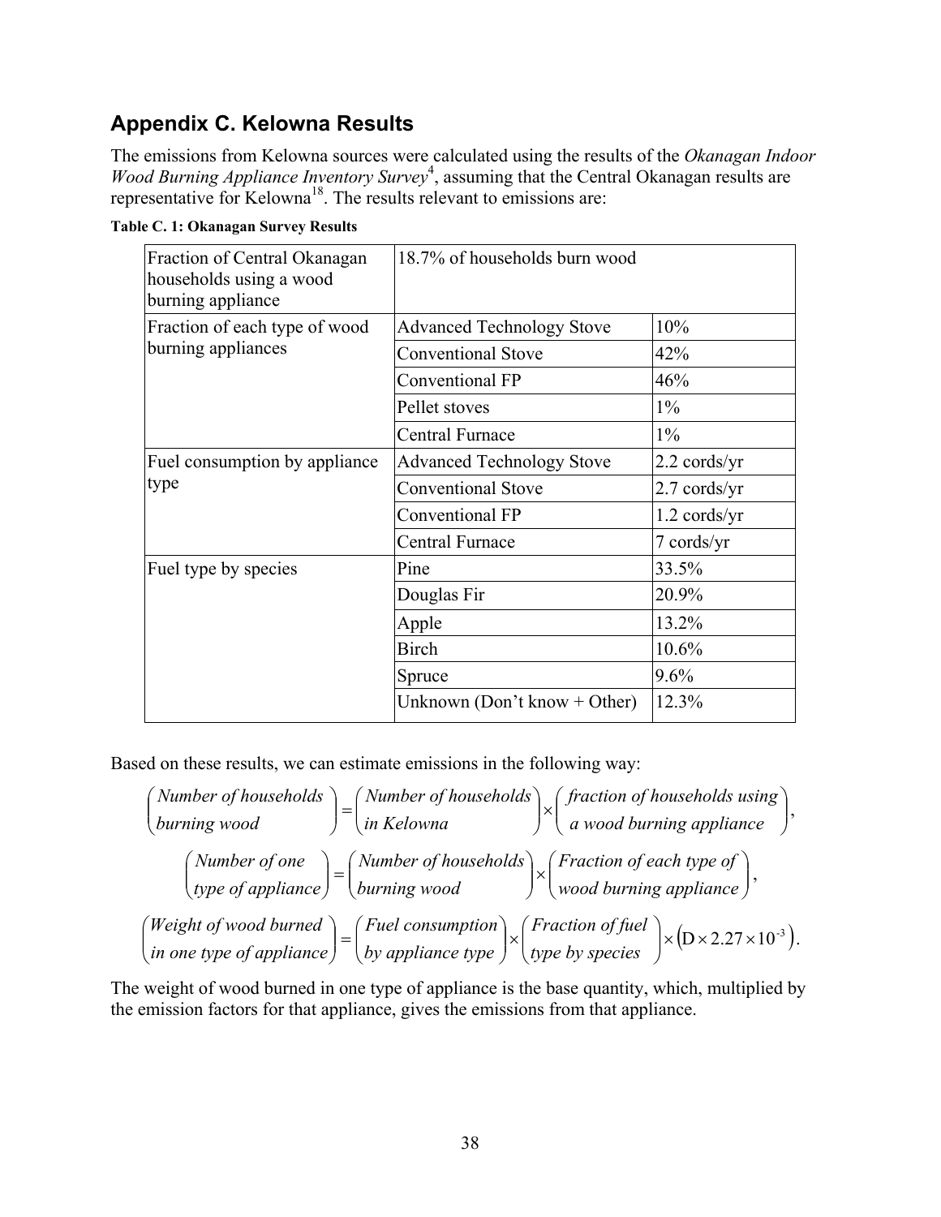## Appendix C. Kelowna Results

The emissions from Kelowna sources were calculated using the results of the *Okanagan Indoor Wood Burning Appliance Inventory Survey*[4], assuming that the Central Okanagan results are representative for Kelowna[18]. The results relevant to emissions are:

**Table C. 1: Okanagan Survey Results**

| | | |
|---|---|---|
| Fraction of Central Okanagan households using a wood burning appliance | 18.7% of households burn wood | |
| Fraction of each type of wood burning appliances | Advanced Technology Stove | 10% |
| | Conventional Stove | 42% |
| | Conventional FP | 46% |
| | Pellet stoves | 1% |
| | Central Furnace | 1% |
| Fuel consumption by appliance type | Advanced Technology Stove | 2.2 cords/yr |
| | Conventional Stove | 2.7 cords/yr |
| | Conventional FP | 1.2 cords/yr |
| | Central Furnace | 7 cords/yr |
| Fuel type by species | Pine | 33.5% |
| | Douglas Fir | 20.9% |
| | Apple | 13.2% |
| | Birch | 10.6% |
| | Spruce | 9.6% |
| | Unknown (Don't know + Other) | 12.3% |

Based on these results, we can estimate emissions in the following way:

$$\begin{pmatrix} \text{Number of households} \\ \text{burning wood} \end{pmatrix} = \begin{pmatrix} \text{Number of households} \\ \text{in Kelowna} \end{pmatrix} \times \begin{pmatrix} \text{fraction of households using} \\ \text{a wood burning appliance} \end{pmatrix},$$

$$\begin{pmatrix} \text{Number of one} \\ \text{type of appliance} \end{pmatrix} = \begin{pmatrix} \text{Number of households} \\ \text{burning wood} \end{pmatrix} \times \begin{pmatrix} \text{Fraction of each type of} \\ \text{wood burning appliance} \end{pmatrix},$$

$$\begin{pmatrix} \text{Weight of wood burned} \\ \text{in one type of appliance} \end{pmatrix} = \begin{pmatrix} \text{Fuel consumption} \\ \text{by appliance type} \end{pmatrix} \times \begin{pmatrix} \text{Fraction of fuel} \\ \text{type by species} \end{pmatrix} \times \left( \mathrm{D} \times 2.27 \times 10^{-3} \right).$$

The weight of wood burned in one type of appliance is the base quantity, which, multiplied by the emission factors for that appliance, gives the emissions from that appliance.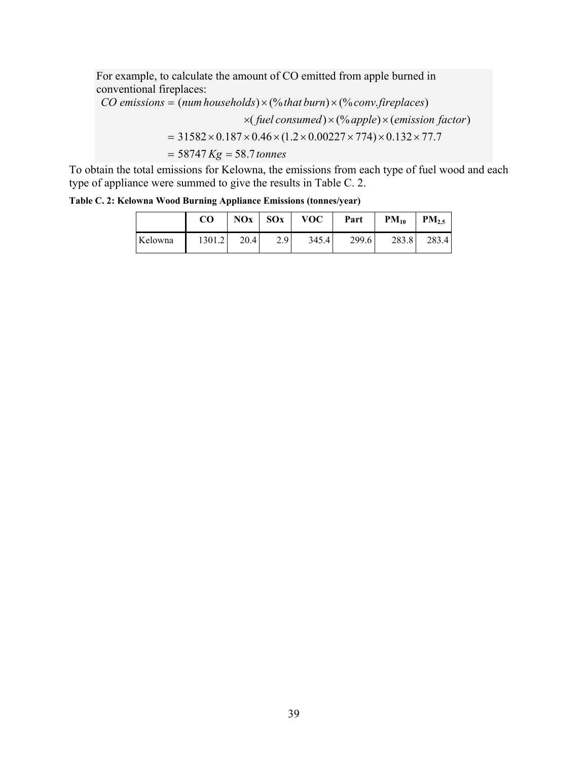For example, to calculate the amount of CO emitted from apple burned in conventional fireplaces:

$$
\begin{aligned}
CO\ emissions &= (num\ households) \times (\%\ that\ burn) \times (\%\ conv.fireplaces) \\
&\quad \times (fuel\ consumed) \times (\%\ apple) \times (emission\ factor) \\
&= 31582 \times 0.187 \times 0.46 \times (1.2 \times 0.00227 \times 774) \times 0.132 \times 77.7 \\
&= 58747\ Kg = 58.7\ tonnes
\end{aligned}
$$

To obtain the total emissions for Kelowna, the emissions from each type of fuel wood and each type of appliance were summed to give the results in Table C. 2.

**Table C. 2: Kelowna Wood Burning Appliance Emissions (tonnes/year)**

| | CO | NOx | SOx | VOC | Part | $PM_{10}$ | $PM_{2.5}$ |
|---|---|---|---|---|---|---|---|
| Kelowna | 1301.2 | 20.4 | 2.9 | 345.4 | 299.6 | 283.8 | 283.4 |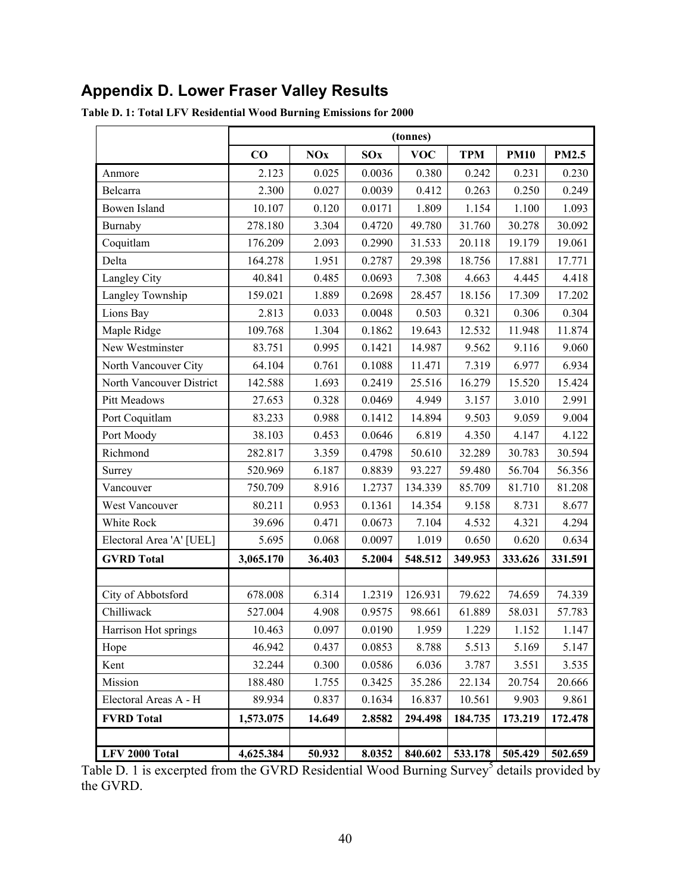## Appendix D. Lower Fraser Valley Results

**Table D. 1: Total LFV Residential Wood Burning Emissions for 2000**

| | (tonnes) | | | | | | |
|---|---|---|---|---|---|---|---|
| | CO | NOx | SOx | VOC | TPM | PM10 | PM2.5 |
| Anmore | 2.123 | 0.025 | 0.0036 | 0.380 | 0.242 | 0.231 | 0.230 |
| Belcarra | 2.300 | 0.027 | 0.0039 | 0.412 | 0.263 | 0.250 | 0.249 |
| Bowen Island | 10.107 | 0.120 | 0.0171 | 1.809 | 1.154 | 1.100 | 1.093 |
| Burnaby | 278.180 | 3.304 | 0.4720 | 49.780 | 31.760 | 30.278 | 30.092 |
| Coquitlam | 176.209 | 2.093 | 0.2990 | 31.533 | 20.118 | 19.179 | 19.061 |
| Delta | 164.278 | 1.951 | 0.2787 | 29.398 | 18.756 | 17.881 | 17.771 |
| Langley City | 40.841 | 0.485 | 0.0693 | 7.308 | 4.663 | 4.445 | 4.418 |
| Langley Township | 159.021 | 1.889 | 0.2698 | 28.457 | 18.156 | 17.309 | 17.202 |
| Lions Bay | 2.813 | 0.033 | 0.0048 | 0.503 | 0.321 | 0.306 | 0.304 |
| Maple Ridge | 109.768 | 1.304 | 0.1862 | 19.643 | 12.532 | 11.948 | 11.874 |
| New Westminster | 83.751 | 0.995 | 0.1421 | 14.987 | 9.562 | 9.116 | 9.060 |
| North Vancouver City | 64.104 | 0.761 | 0.1088 | 11.471 | 7.319 | 6.977 | 6.934 |
| North Vancouver District | 142.588 | 1.693 | 0.2419 | 25.516 | 16.279 | 15.520 | 15.424 |
| Pitt Meadows | 27.653 | 0.328 | 0.0469 | 4.949 | 3.157 | 3.010 | 2.991 |
| Port Coquitlam | 83.233 | 0.988 | 0.1412 | 14.894 | 9.503 | 9.059 | 9.004 |
| Port Moody | 38.103 | 0.453 | 0.0646 | 6.819 | 4.350 | 4.147 | 4.122 |
| Richmond | 282.817 | 3.359 | 0.4798 | 50.610 | 32.289 | 30.783 | 30.594 |
| Surrey | 520.969 | 6.187 | 0.8839 | 93.227 | 59.480 | 56.704 | 56.356 |
| Vancouver | 750.709 | 8.916 | 1.2737 | 134.339 | 85.709 | 81.710 | 81.208 |
| West Vancouver | 80.211 | 0.953 | 0.1361 | 14.354 | 9.158 | 8.731 | 8.677 |
| White Rock | 39.696 | 0.471 | 0.0673 | 7.104 | 4.532 | 4.321 | 4.294 |
| Electoral Area 'A' [UEL] | 5.695 | 0.068 | 0.0097 | 1.019 | 0.650 | 0.620 | 0.634 |
| **GVRD Total** | **3,065.170** | **36.403** | **5.2004** | **548.512** | **349.953** | **333.626** | **331.591** |
| | | | | | | | |
| City of Abbotsford | 678.008 | 6.314 | 1.2319 | 126.931 | 79.622 | 74.659 | 74.339 |
| Chilliwack | 527.004 | 4.908 | 0.9575 | 98.661 | 61.889 | 58.031 | 57.783 |
| Harrison Hot springs | 10.463 | 0.097 | 0.0190 | 1.959 | 1.229 | 1.152 | 1.147 |
| Hope | 46.942 | 0.437 | 0.0853 | 8.788 | 5.513 | 5.169 | 5.147 |
| Kent | 32.244 | 0.300 | 0.0586 | 6.036 | 3.787 | 3.551 | 3.535 |
| Mission | 188.480 | 1.755 | 0.3425 | 35.286 | 22.134 | 20.754 | 20.666 |
| Electoral Areas A - H | 89.934 | 0.837 | 0.1634 | 16.837 | 10.561 | 9.903 | 9.861 |
| **FVRD Total** | **1,573.075** | **14.649** | **2.8582** | **294.498** | **184.735** | **173.219** | **172.478** |
| | | | | | | | |
| **LFV 2000 Total** | **4,625.384** | **50.932** | **8.0352** | **840.602** | **533.178** | **505.429** | **502.659** |

Table D. 1 is excerpted from the GVRD Residential Wood Burning Survey[5] details provided by the GVRD.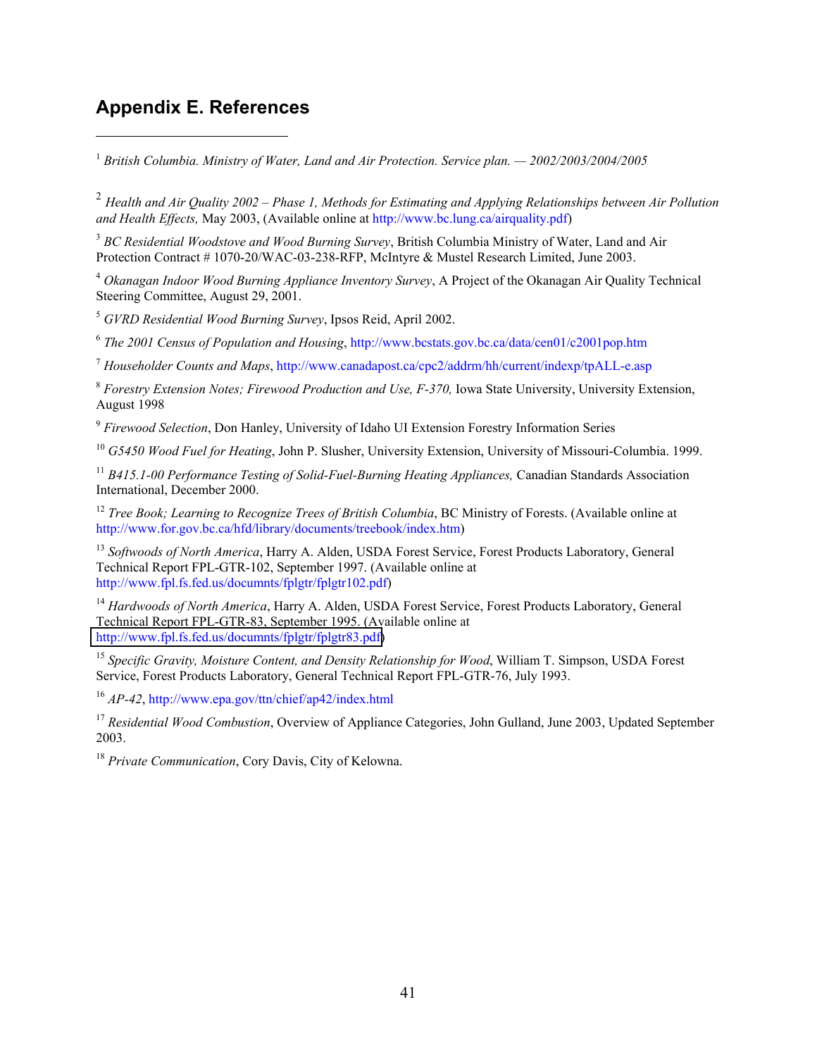# Appendix E. References

[1] *British Columbia. Ministry of Water, Land and Air Protection. Service plan. — 2002/2003/2004/2005*

[2] *Health and Air Quality 2002 – Phase 1, Methods for Estimating and Applying Relationships between Air Pollution and Health Effects,* May 2003, (Available online at http://www.bc.lung.ca/airquality.pdf)

[3] *BC Residential Woodstove and Wood Burning Survey*, British Columbia Ministry of Water, Land and Air Protection Contract # 1070-20/WAC-03-238-RFP, McIntyre & Mustel Research Limited, June 2003.

[4] *Okanagan Indoor Wood Burning Appliance Inventory Survey*, A Project of the Okanagan Air Quality Technical Steering Committee, August 29, 2001.

[5] *GVRD Residential Wood Burning Survey*, Ipsos Reid, April 2002.

[6] *The 2001 Census of Population and Housing*, http://www.bcstats.gov.bc.ca/data/cen01/c2001pop.htm

[7] *Householder Counts and Maps*, http://www.canadapost.ca/cpc2/addrm/hh/current/indexp/tpALL-e.asp

[8] *Forestry Extension Notes; Firewood Production and Use, F-370,* Iowa State University, University Extension, August 1998

[9] *Firewood Selection*, Don Hanley, University of Idaho UI Extension Forestry Information Series

[10] *G5450 Wood Fuel for Heating*, John P. Slusher, University Extension, University of Missouri-Columbia. 1999.

[11] *B415.1-00 Performance Testing of Solid-Fuel-Burning Heating Appliances,* Canadian Standards Association International, December 2000.

[12] *Tree Book; Learning to Recognize Trees of British Columbia*, BC Ministry of Forests. (Available online at http://www.for.gov.bc.ca/hfd/library/documents/treebook/index.htm)

[13] *Softwoods of North America*, Harry A. Alden, USDA Forest Service, Forest Products Laboratory, General Technical Report FPL-GTR-102, September 1997. (Available online at http://www.fpl.fs.fed.us/documnts/fplgtr/fplgtr102.pdf)

[14] *Hardwoods of North America*, Harry A. Alden, USDA Forest Service, Forest Products Laboratory, General Technical Report FPL-GTR-83, September 1995. (Available online at http://www.fpl.fs.fed.us/documnts/fplgtr/fplgtr83.pdf)

[15] *Specific Gravity, Moisture Content, and Density Relationship for Wood*, William T. Simpson, USDA Forest Service, Forest Products Laboratory, General Technical Report FPL-GTR-76, July 1993.

[16] *AP-42*, http://www.epa.gov/ttn/chief/ap42/index.html

[17] *Residential Wood Combustion*, Overview of Appliance Categories, John Gulland, June 2003, Updated September 2003.

[18] *Private Communication*, Cory Davis, City of Kelowna.